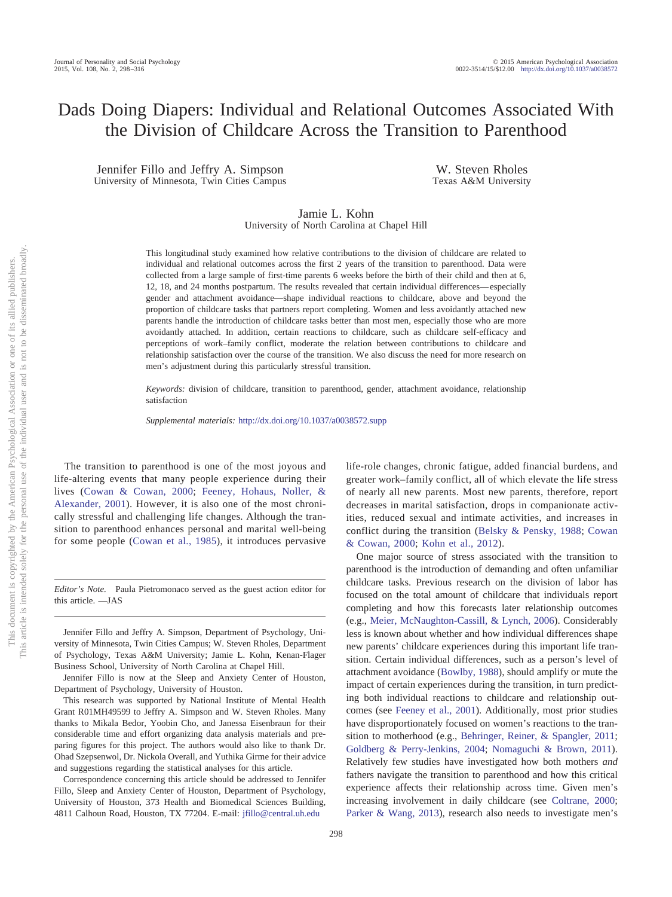# Dads Doing Diapers: Individual and Relational Outcomes Associated With the Division of Childcare Across the Transition to Parenthood

Jennifer Fillo and Jeffry A. Simpson
University of Minnesota, Twin Cities Campus

W. Steven Rholes
Texas A&M University

Jamie L. Kohn
University of North Carolina at Chapel Hill

This longitudinal study examined how relative contributions to the division of childcare are related to individual and relational outcomes across the first 2 years of the transition to parenthood. Data were collected from a large sample of first-time parents 6 weeks before the birth of their child and then at 6, 12, 18, and 24 months postpartum. The results revealed that certain individual differences—especially gender and attachment avoidance—shape individual reactions to childcare, above and beyond the proportion of childcare tasks that partners report completing. Women and less avoidantly attached new parents handle the introduction of childcare tasks better than most men, especially those who are more avoidantly attached. In addition, certain reactions to childcare, such as childcare self-efficacy and perceptions of work–family conflict, moderate the relation between contributions to childcare and relationship satisfaction over the course of the transition. We also discuss the need for more research on men's adjustment during this particularly stressful transition.

*Keywords:* division of childcare, transition to parenthood, gender, attachment avoidance, relationship satisfaction

*Supplemental materials:* http://dx.doi.org/10.1037/a0038572.supp

The transition to parenthood is one of the most joyous and life-altering events that many people experience during their lives (Cowan & Cowan, 2000; Feeney, Hohaus, Noller, & Alexander, 2001). However, it is also one of the most chronically stressful and challenging life changes. Although the transition to parenthood enhances personal and marital well-being for some people (Cowan et al., 1985), it introduces pervasive life-role changes, chronic fatigue, added financial burdens, and greater work–family conflict, all of which elevate the life stress of nearly all new parents. Most new parents, therefore, report decreases in marital satisfaction, drops in companionate activities, reduced sexual and intimate activities, and increases in conflict during the transition (Belsky & Pensky, 1988; Cowan & Cowan, 2000; Kohn et al., 2012).

One major source of stress associated with the transition to parenthood is the introduction of demanding and often unfamiliar childcare tasks. Previous research on the division of labor has focused on the total amount of childcare that individuals report completing and how this forecasts later relationship outcomes (e.g., Meier, McNaughton-Cassill, & Lynch, 2006). Considerably less is known about whether and how individual differences shape new parents' childcare experiences during this important life transition. Certain individual differences, such as a person's level of attachment avoidance (Bowlby, 1988), should amplify or mute the impact of certain experiences during the transition, in turn predicting both individual reactions to childcare and relationship outcomes (see Feeney et al., 2001). Additionally, most prior studies have disproportionately focused on women's reactions to the transition to motherhood (e.g., Behringer, Reiner, & Spangler, 2011; Goldberg & Perry-Jenkins, 2004; Nomaguchi & Brown, 2011). Relatively few studies have investigated how both mothers *and* fathers navigate the transition to parenthood and how this critical experience affects their relationship across time. Given men's increasing involvement in daily childcare (see Coltrane, 2000; Parker & Wang, 2013), research also needs to investigate men's

*Editor's Note.* Paula Pietromonaco served as the guest action editor for this article. —JAS

Jennifer Fillo and Jeffry A. Simpson, Department of Psychology, University of Minnesota, Twin Cities Campus; W. Steven Rholes, Department of Psychology, Texas A&M University; Jamie L. Kohn, Kenan-Flager Business School, University of North Carolina at Chapel Hill.

Jennifer Fillo is now at the Sleep and Anxiety Center of Houston, Department of Psychology, University of Houston.

This research was supported by National Institute of Mental Health Grant R01MH49599 to Jeffry A. Simpson and W. Steven Rholes. Many thanks to Mikala Bedor, Yoobin Cho, and Janessa Eisenbraun for their considerable time and effort organizing data analysis materials and preparing figures for this project. The authors would also like to thank Dr. Ohad Szepsenwol, Dr. Nickola Overall, and Yuthika Girme for their advice and suggestions regarding the statistical analyses for this article.

Correspondence concerning this article should be addressed to Jennifer Fillo, Sleep and Anxiety Center of Houston, Department of Psychology, University of Houston, 373 Health and Biomedical Sciences Building, 4811 Calhoun Road, Houston, TX 77204. E-mail: jfillo@central.uh.edu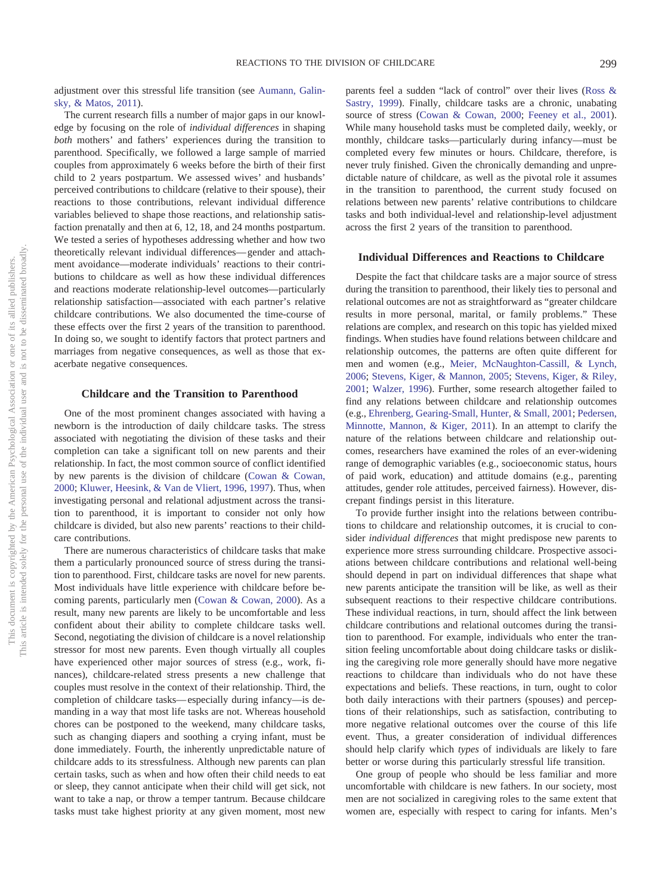adjustment over this stressful life transition (see Aumann, Galinsky, & Matos, 2011).

The current research fills a number of major gaps in our knowledge by focusing on the role of *individual differences* in shaping *both* mothers' and fathers' experiences during the transition to parenthood. Specifically, we followed a large sample of married couples from approximately 6 weeks before the birth of their first child to 2 years postpartum. We assessed wives' and husbands' perceived contributions to childcare (relative to their spouse), their reactions to those contributions, relevant individual difference variables believed to shape those reactions, and relationship satisfaction prenatally and then at 6, 12, 18, and 24 months postpartum. We tested a series of hypotheses addressing whether and how two theoretically relevant individual differences—gender and attachment avoidance—moderate individuals' reactions to their contributions to childcare as well as how these individual differences and reactions moderate relationship-level outcomes—particularly relationship satisfaction—associated with each partner's relative childcare contributions. We also documented the time-course of these effects over the first 2 years of the transition to parenthood. In doing so, we sought to identify factors that protect partners and marriages from negative consequences, as well as those that exacerbate negative consequences.

## Childcare and the Transition to Parenthood

One of the most prominent changes associated with having a newborn is the introduction of daily childcare tasks. The stress associated with negotiating the division of these tasks and their completion can take a significant toll on new parents and their relationship. In fact, the most common source of conflict identified by new parents is the division of childcare (Cowan & Cowan, 2000; Kluwer, Heesink, & Van de Vliert, 1996, 1997). Thus, when investigating personal and relational adjustment across the transition to parenthood, it is important to consider not only how childcare is divided, but also new parents' reactions to their childcare contributions.

There are numerous characteristics of childcare tasks that make them a particularly pronounced source of stress during the transition to parenthood. First, childcare tasks are novel for new parents. Most individuals have little experience with childcare before becoming parents, particularly men (Cowan & Cowan, 2000). As a result, many new parents are likely to be uncomfortable and less confident about their ability to complete childcare tasks well. Second, negotiating the division of childcare is a novel relationship stressor for most new parents. Even though virtually all couples have experienced other major sources of stress (e.g., work, finances), childcare-related stress presents a new challenge that couples must resolve in the context of their relationship. Third, the completion of childcare tasks—especially during infancy—is demanding in a way that most life tasks are not. Whereas household chores can be postponed to the weekend, many childcare tasks, such as changing diapers and soothing a crying infant, must be done immediately. Fourth, the inherently unpredictable nature of childcare adds to its stressfulness. Although new parents can plan certain tasks, such as when and how often their child needs to eat or sleep, they cannot anticipate when their child will get sick, not want to take a nap, or throw a temper tantrum. Because childcare tasks must take highest priority at any given moment, most new parents feel a sudden "lack of control" over their lives (Ross & Sastry, 1999). Finally, childcare tasks are a chronic, unabating source of stress (Cowan & Cowan, 2000; Feeney et al., 2001). While many household tasks must be completed daily, weekly, or monthly, childcare tasks—particularly during infancy—must be completed every few minutes or hours. Childcare, therefore, is never truly finished. Given the chronically demanding and unpredictable nature of childcare, as well as the pivotal role it assumes in the transition to parenthood, the current study focused on relations between new parents' relative contributions to childcare tasks and both individual-level and relationship-level adjustment across the first 2 years of the transition to parenthood.

## Individual Differences and Reactions to Childcare

Despite the fact that childcare tasks are a major source of stress during the transition to parenthood, their likely ties to personal and relational outcomes are not as straightforward as "greater childcare results in more personal, marital, or family problems." These relations are complex, and research on this topic has yielded mixed findings. When studies have found relations between childcare and relationship outcomes, the patterns are often quite different for men and women (e.g., Meier, McNaughton-Cassill, & Lynch, 2006; Stevens, Kiger, & Mannon, 2005; Stevens, Kiger, & Riley, 2001; Walzer, 1996). Further, some research altogether failed to find any relations between childcare and relationship outcomes (e.g., Ehrenberg, Gearing-Small, Hunter, & Small, 2001; Pedersen, Minnotte, Mannon, & Kiger, 2011). In an attempt to clarify the nature of the relations between childcare and relationship outcomes, researchers have examined the roles of an ever-widening range of demographic variables (e.g., socioeconomic status, hours of paid work, education) and attitude domains (e.g., parenting attitudes, gender role attitudes, perceived fairness). However, discrepant findings persist in this literature.

To provide further insight into the relations between contributions to childcare and relationship outcomes, it is crucial to consider *individual differences* that might predispose new parents to experience more stress surrounding childcare. Prospective associations between childcare contributions and relational well-being should depend in part on individual differences that shape what new parents anticipate the transition will be like, as well as their subsequent reactions to their respective childcare contributions. These individual reactions, in turn, should affect the link between childcare contributions and relational outcomes during the transition to parenthood. For example, individuals who enter the transition feeling uncomfortable about doing childcare tasks or disliking the caregiving role more generally should have more negative reactions to childcare than individuals who do not have these expectations and beliefs. These reactions, in turn, ought to color both daily interactions with their partners (spouses) and perceptions of their relationships, such as satisfaction, contributing to more negative relational outcomes over the course of this life event. Thus, a greater consideration of individual differences should help clarify which *types* of individuals are likely to fare better or worse during this particularly stressful life transition.

One group of people who should be less familiar and more uncomfortable with childcare is new fathers. In our society, most men are not socialized in caregiving roles to the same extent that women are, especially with respect to caring for infants. Men's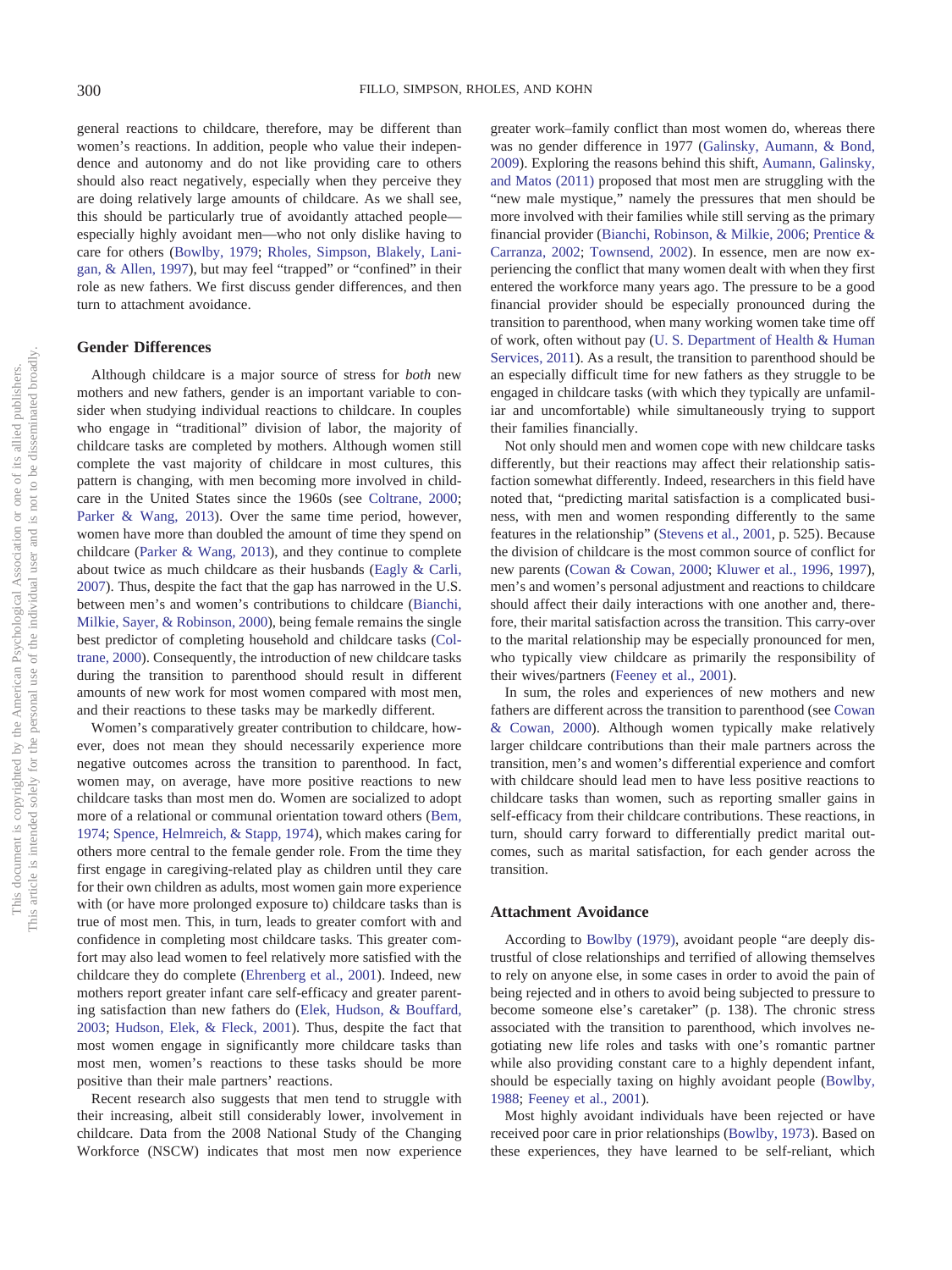general reactions to childcare, therefore, may be different than women's reactions. In addition, people who value their independence and autonomy and do not like providing care to others should also react negatively, especially when they perceive they are doing relatively large amounts of childcare. As we shall see, this should be particularly true of avoidantly attached people—especially highly avoidant men—who not only dislike having to care for others (Bowlby, 1979; Rholes, Simpson, Blakely, Lanigan, & Allen, 1997), but may feel "trapped" or "confined" in their role as new fathers. We first discuss gender differences, and then turn to attachment avoidance.

## Gender Differences

Although childcare is a major source of stress for *both* new mothers and new fathers, gender is an important variable to consider when studying individual reactions to childcare. In couples who engage in "traditional" division of labor, the majority of childcare tasks are completed by mothers. Although women still complete the vast majority of childcare in most cultures, this pattern is changing, with men becoming more involved in childcare in the United States since the 1960s (see Coltrane, 2000; Parker & Wang, 2013). Over the same time period, however, women have more than doubled the amount of time they spend on childcare (Parker & Wang, 2013), and they continue to complete about twice as much childcare as their husbands (Eagly & Carli, 2007). Thus, despite the fact that the gap has narrowed in the U.S. between men's and women's contributions to childcare (Bianchi, Milkie, Sayer, & Robinson, 2000), being female remains the single best predictor of completing household and childcare tasks (Coltrane, 2000). Consequently, the introduction of new childcare tasks during the transition to parenthood should result in different amounts of new work for most women compared with most men, and their reactions to these tasks may be markedly different.

Women's comparatively greater contribution to childcare, however, does not mean they should necessarily experience more negative outcomes across the transition to parenthood. In fact, women may, on average, have more positive reactions to new childcare tasks than most men do. Women are socialized to adopt more of a relational or communal orientation toward others (Bem, 1974; Spence, Helmreich, & Stapp, 1974), which makes caring for others more central to the female gender role. From the time they first engage in caregiving-related play as children until they care for their own children as adults, most women gain more experience with (or have more prolonged exposure to) childcare tasks than is true of most men. This, in turn, leads to greater comfort with and confidence in completing most childcare tasks. This greater comfort may also lead women to feel relatively more satisfied with the childcare they do complete (Ehrenberg et al., 2001). Indeed, new mothers report greater infant care self-efficacy and greater parenting satisfaction than new fathers do (Elek, Hudson, & Bouffard, 2003; Hudson, Elek, & Fleck, 2001). Thus, despite the fact that most women engage in significantly more childcare tasks than most men, women's reactions to these tasks should be more positive than their male partners' reactions.

Recent research also suggests that men tend to struggle with their increasing, albeit still considerably lower, involvement in childcare. Data from the 2008 National Study of the Changing Workforce (NSCW) indicates that most men now experience greater work–family conflict than most women do, whereas there was no gender difference in 1977 (Galinsky, Aumann, & Bond, 2009). Exploring the reasons behind this shift, Aumann, Galinsky, and Matos (2011) proposed that most men are struggling with the "new male mystique," namely the pressures that men should be more involved with their families while still serving as the primary financial provider (Bianchi, Robinson, & Milkie, 2006; Prentice & Carranza, 2002; Townsend, 2002). In essence, men are now experiencing the conflict that many women dealt with when they first entered the workforce many years ago. The pressure to be a good financial provider should be especially pronounced during the transition to parenthood, when many working women take time off of work, often without pay (U. S. Department of Health & Human Services, 2011). As a result, the transition to parenthood should be an especially difficult time for new fathers as they struggle to be engaged in childcare tasks (with which they typically are unfamiliar and uncomfortable) while simultaneously trying to support their families financially.

Not only should men and women cope with new childcare tasks differently, but their reactions may affect their relationship satisfaction somewhat differently. Indeed, researchers in this field have noted that, "predicting marital satisfaction is a complicated business, with men and women responding differently to the same features in the relationship" (Stevens et al., 2001, p. 525). Because the division of childcare is the most common source of conflict for new parents (Cowan & Cowan, 2000; Kluwer et al., 1996, 1997), men's and women's personal adjustment and reactions to childcare should affect their daily interactions with one another and, therefore, their marital satisfaction across the transition. This carry-over to the marital relationship may be especially pronounced for men, who typically view childcare as primarily the responsibility of their wives/partners (Feeney et al., 2001).

In sum, the roles and experiences of new mothers and new fathers are different across the transition to parenthood (see Cowan & Cowan, 2000). Although women typically make relatively larger childcare contributions than their male partners across the transition, men's and women's differential experience and comfort with childcare should lead men to have less positive reactions to childcare tasks than women, such as reporting smaller gains in self-efficacy from their childcare contributions. These reactions, in turn, should carry forward to differentially predict marital outcomes, such as marital satisfaction, for each gender across the transition.

## Attachment Avoidance

According to Bowlby (1979), avoidant people "are deeply distrustful of close relationships and terrified of allowing themselves to rely on anyone else, in some cases in order to avoid the pain of being rejected and in others to avoid being subjected to pressure to become someone else's caretaker" (p. 138). The chronic stress associated with the transition to parenthood, which involves negotiating new life roles and tasks with one's romantic partner while also providing constant care to a highly dependent infant, should be especially taxing on highly avoidant people (Bowlby, 1988; Feeney et al., 2001).

Most highly avoidant individuals have been rejected or have received poor care in prior relationships (Bowlby, 1973). Based on these experiences, they have learned to be self-reliant, which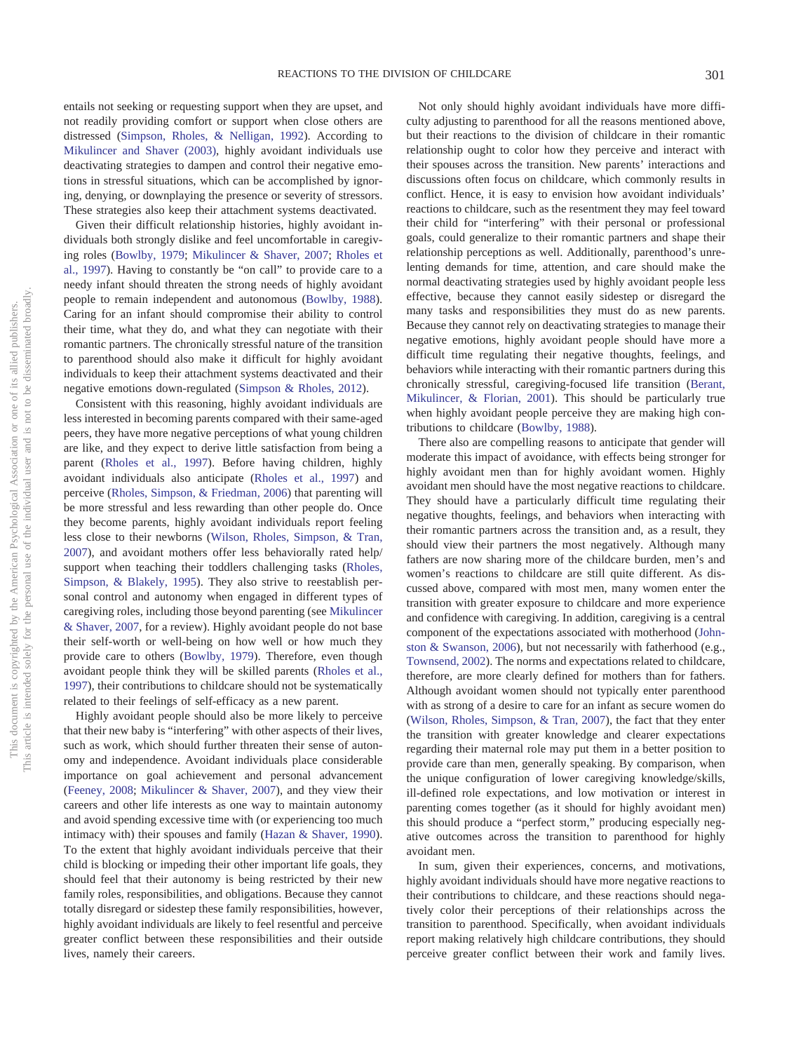entails not seeking or requesting support when they are upset, and not readily providing comfort or support when close others are distressed (Simpson, Rholes, & Nelligan, 1992). According to Mikulincer and Shaver (2003), highly avoidant individuals use deactivating strategies to dampen and control their negative emotions in stressful situations, which can be accomplished by ignoring, denying, or downplaying the presence or severity of stressors. These strategies also keep their attachment systems deactivated.

Given their difficult relationship histories, highly avoidant individuals both strongly dislike and feel uncomfortable in caregiving roles (Bowlby, 1979; Mikulincer & Shaver, 2007; Rholes et al., 1997). Having to constantly be "on call" to provide care to a needy infant should threaten the strong needs of highly avoidant people to remain independent and autonomous (Bowlby, 1988). Caring for an infant should compromise their ability to control their time, what they do, and what they can negotiate with their romantic partners. The chronically stressful nature of the transition to parenthood should also make it difficult for highly avoidant individuals to keep their attachment systems deactivated and their negative emotions down-regulated (Simpson & Rholes, 2012).

Consistent with this reasoning, highly avoidant individuals are less interested in becoming parents compared with their same-aged peers, they have more negative perceptions of what young children are like, and they expect to derive little satisfaction from being a parent (Rholes et al., 1997). Before having children, highly avoidant individuals also anticipate (Rholes et al., 1997) and perceive (Rholes, Simpson, & Friedman, 2006) that parenting will be more stressful and less rewarding than other people do. Once they become parents, highly avoidant individuals report feeling less close to their newborns (Wilson, Rholes, Simpson, & Tran, 2007), and avoidant mothers offer less behaviorally rated help/support when teaching their toddlers challenging tasks (Rholes, Simpson, & Blakely, 1995). They also strive to reestablish personal control and autonomy when engaged in different types of caregiving roles, including those beyond parenting (see Mikulincer & Shaver, 2007, for a review). Highly avoidant people do not base their self-worth or well-being on how well or how much they provide care to others (Bowlby, 1979). Therefore, even though avoidant people think they will be skilled parents (Rholes et al., 1997), their contributions to childcare should not be systematically related to their feelings of self-efficacy as a new parent.

Highly avoidant people should also be more likely to perceive that their new baby is "interfering" with other aspects of their lives, such as work, which should further threaten their sense of autonomy and independence. Avoidant individuals place considerable importance on goal achievement and personal advancement (Feeney, 2008; Mikulincer & Shaver, 2007), and they view their careers and other life interests as one way to maintain autonomy and avoid spending excessive time with (or experiencing too much intimacy with) their spouses and family (Hazan & Shaver, 1990). To the extent that highly avoidant individuals perceive that their child is blocking or impeding their other important life goals, they should feel that their autonomy is being restricted by their new family roles, responsibilities, and obligations. Because they cannot totally disregard or sidestep these family responsibilities, however, highly avoidant individuals are likely to feel resentful and perceive greater conflict between these responsibilities and their outside lives, namely their careers.

Not only should highly avoidant individuals have more difficulty adjusting to parenthood for all the reasons mentioned above, but their reactions to the division of childcare in their romantic relationship ought to color how they perceive and interact with their spouses across the transition. New parents' interactions and discussions often focus on childcare, which commonly results in conflict. Hence, it is easy to envision how avoidant individuals' reactions to childcare, such as the resentment they may feel toward their child for "interfering" with their personal or professional goals, could generalize to their romantic partners and shape their relationship perceptions as well. Additionally, parenthood's unrelenting demands for time, attention, and care should make the normal deactivating strategies used by highly avoidant people less effective, because they cannot easily sidestep or disregard the many tasks and responsibilities they must do as new parents. Because they cannot rely on deactivating strategies to manage their negative emotions, highly avoidant people should have more a difficult time regulating their negative thoughts, feelings, and behaviors while interacting with their romantic partners during this chronically stressful, caregiving-focused life transition (Berant, Mikulincer, & Florian, 2001). This should be particularly true when highly avoidant people perceive they are making high contributions to childcare (Bowlby, 1988).

There also are compelling reasons to anticipate that gender will moderate this impact of avoidance, with effects being stronger for highly avoidant men than for highly avoidant women. Highly avoidant men should have the most negative reactions to childcare. They should have a particularly difficult time regulating their negative thoughts, feelings, and behaviors when interacting with their romantic partners across the transition and, as a result, they should view their partners the most negatively. Although many fathers are now sharing more of the childcare burden, men's and women's reactions to childcare are still quite different. As discussed above, compared with most men, many women enter the transition with greater exposure to childcare and more experience and confidence with caregiving. In addition, caregiving is a central component of the expectations associated with motherhood (Johnston & Swanson, 2006), but not necessarily with fatherhood (e.g., Townsend, 2002). The norms and expectations related to childcare, therefore, are more clearly defined for mothers than for fathers. Although avoidant women should not typically enter parenthood with as strong of a desire to care for an infant as secure women do (Wilson, Rholes, Simpson, & Tran, 2007), the fact that they enter the transition with greater knowledge and clearer expectations regarding their maternal role may put them in a better position to provide care than men, generally speaking. By comparison, when the unique configuration of lower caregiving knowledge/skills, ill-defined role expectations, and low motivation or interest in parenting comes together (as it should for highly avoidant men) this should produce a "perfect storm," producing especially negative outcomes across the transition to parenthood for highly avoidant men.

In sum, given their experiences, concerns, and motivations, highly avoidant individuals should have more negative reactions to their contributions to childcare, and these reactions should negatively color their perceptions of their relationships across the transition to parenthood. Specifically, when avoidant individuals report making relatively high childcare contributions, they should perceive greater conflict between their work and family lives.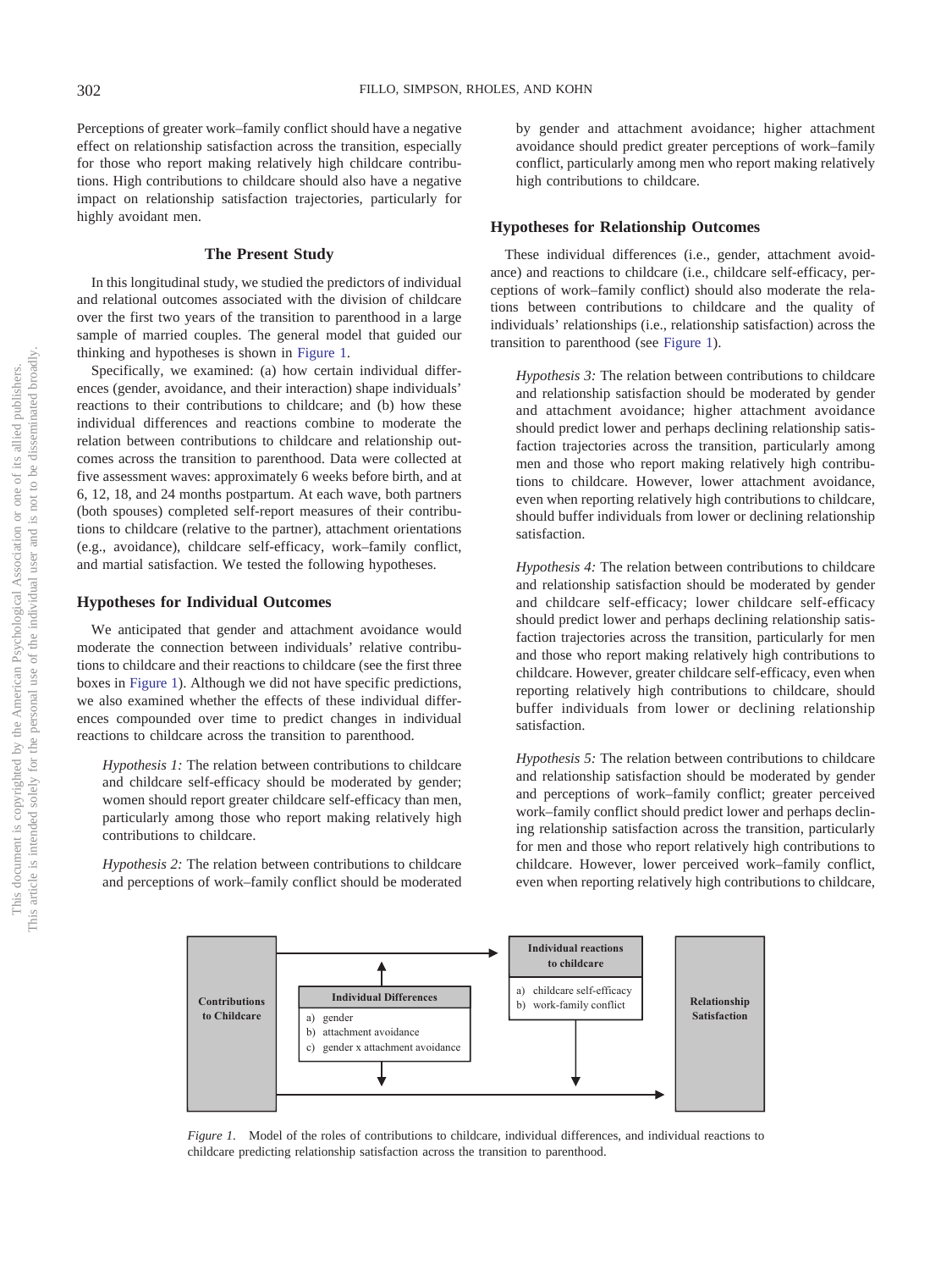Perceptions of greater work–family conflict should have a negative effect on relationship satisfaction across the transition, especially for those who report making relatively high childcare contributions. High contributions to childcare should also have a negative impact on relationship satisfaction trajectories, particularly for highly avoidant men.

## The Present Study

In this longitudinal study, we studied the predictors of individual and relational outcomes associated with the division of childcare over the first two years of the transition to parenthood in a large sample of married couples. The general model that guided our thinking and hypotheses is shown in Figure 1.

Specifically, we examined: (a) how certain individual differences (gender, avoidance, and their interaction) shape individuals' reactions to their contributions to childcare; and (b) how these individual differences and reactions combine to moderate the relation between contributions to childcare and relationship outcomes across the transition to parenthood. Data were collected at five assessment waves: approximately 6 weeks before birth, and at 6, 12, 18, and 24 months postpartum. At each wave, both partners (both spouses) completed self-report measures of their contributions to childcare (relative to the partner), attachment orientations (e.g., avoidance), childcare self-efficacy, work–family conflict, and martial satisfaction. We tested the following hypotheses.

### Hypotheses for Individual Outcomes

We anticipated that gender and attachment avoidance would moderate the connection between individuals' relative contributions to childcare and their reactions to childcare (see the first three boxes in Figure 1). Although we did not have specific predictions, we also examined whether the effects of these individual differences compounded over time to predict changes in individual reactions to childcare across the transition to parenthood.

> *Hypothesis 1:* The relation between contributions to childcare and childcare self-efficacy should be moderated by gender; women should report greater childcare self-efficacy than men, particularly among those who report making relatively high contributions to childcare.

> *Hypothesis 2:* The relation between contributions to childcare and perceptions of work–family conflict should be moderated by gender and attachment avoidance; higher attachment avoidance should predict greater perceptions of work–family conflict, particularly among men who report making relatively high contributions to childcare.

### Hypotheses for Relationship Outcomes

These individual differences (i.e., gender, attachment avoidance) and reactions to childcare (i.e., childcare self-efficacy, perceptions of work–family conflict) should also moderate the relations between contributions to childcare and the quality of individuals' relationships (i.e., relationship satisfaction) across the transition to parenthood (see Figure 1).

> *Hypothesis 3:* The relation between contributions to childcare and relationship satisfaction should be moderated by gender and attachment avoidance; higher attachment avoidance should predict lower and perhaps declining relationship satisfaction trajectories across the transition, particularly among men and those who report making relatively high contributions to childcare. However, lower attachment avoidance, even when reporting relatively high contributions to childcare, should buffer individuals from lower or declining relationship satisfaction.

> *Hypothesis 4:* The relation between contributions to childcare and relationship satisfaction should be moderated by gender and childcare self-efficacy; lower childcare self-efficacy should predict lower and perhaps declining relationship satisfaction trajectories across the transition, particularly for men and those who report making relatively high contributions to childcare. However, greater childcare self-efficacy, even when reporting relatively high contributions to childcare, should buffer individuals from lower or declining relationship satisfaction.

> *Hypothesis 5:* The relation between contributions to childcare and relationship satisfaction should be moderated by gender and perceptions of work–family conflict; greater perceived work–family conflict should predict lower and perhaps declining relationship satisfaction across the transition, particularly for men and those who report relatively high contributions to childcare. However, lower perceived work–family conflict, even when reporting relatively high contributions to childcare,

Contributions to Childcare | Individual Differences: a) gender, b) attachment avoidance, c) gender x attachment avoidance | Individual reactions to childcare: a) childcare self-efficacy, b) work-family conflict | Relationship Satisfaction

*Figure 1.* Model of the roles of contributions to childcare, individual differences, and individual reactions to childcare predicting relationship satisfaction across the transition to parenthood.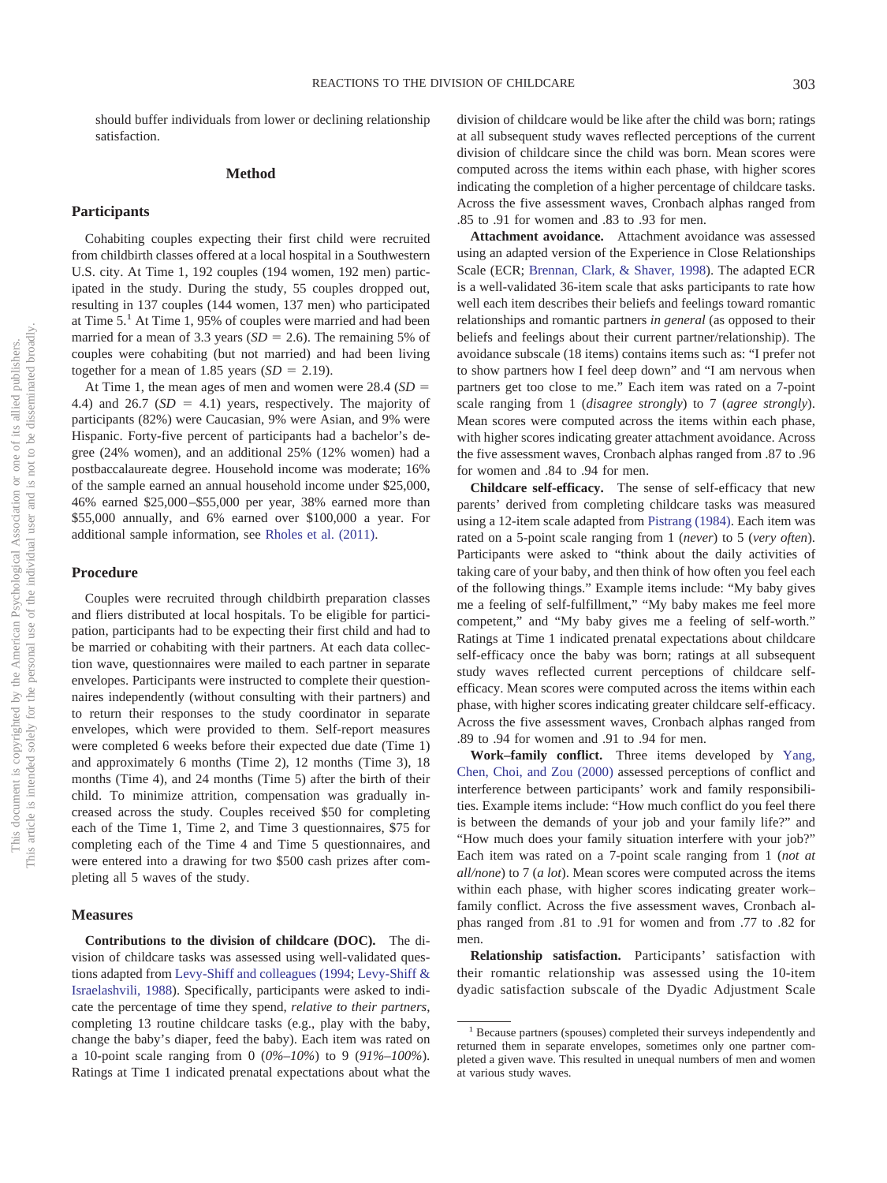should buffer individuals from lower or declining relationship satisfaction.

## Method

### Participants

Cohabiting couples expecting their first child were recruited from childbirth classes offered at a local hospital in a Southwestern U.S. city. At Time 1, 192 couples (194 women, 192 men) participated in the study. During the study, 55 couples dropped out, resulting in 137 couples (144 women, 137 men) who participated at Time 5.[1] At Time 1, 95% of couples were married and had been married for a mean of 3.3 years ($SD = 2.6$). The remaining 5% of couples were cohabiting (but not married) and had been living together for a mean of 1.85 years ($SD = 2.19$).

At Time 1, the mean ages of men and women were 28.4 ($SD = 4.4$) and 26.7 ($SD = 4.1$) years, respectively. The majority of participants (82%) were Caucasian, 9% were Asian, and 9% were Hispanic. Forty-five percent of participants had a bachelor's degree (24% women), and an additional 25% (12% women) had a postbaccalaureate degree. Household income was moderate; 16% of the sample earned an annual household income under $25,000, 46% earned $25,000–$55,000 per year, 38% earned more than $55,000 annually, and 6% earned over $100,000 a year. For additional sample information, see Rholes et al. (2011).

### Procedure

Couples were recruited through childbirth preparation classes and fliers distributed at local hospitals. To be eligible for participation, participants had to be expecting their first child and had to be married or cohabiting with their partners. At each data collection wave, questionnaires were mailed to each partner in separate envelopes. Participants were instructed to complete their questionnaires independently (without consulting with their partners) and to return their responses to the study coordinator in separate envelopes, which were provided to them. Self-report measures were completed 6 weeks before their expected due date (Time 1) and approximately 6 months (Time 2), 12 months (Time 3), 18 months (Time 4), and 24 months (Time 5) after the birth of their child. To minimize attrition, compensation was gradually increased across the study. Couples received $50 for completing each of the Time 1, Time 2, and Time 3 questionnaires, $75 for completing each of the Time 4 and Time 5 questionnaires, and were entered into a drawing for two $500 cash prizes after completing all 5 waves of the study.

### Measures

**Contributions to the division of childcare (DOC).** The division of childcare tasks was assessed using well-validated questions adapted from Levy-Shiff and colleagues (1994; Levy-Shiff & Israelashvili, 1988). Specifically, participants were asked to indicate the percentage of time they spend, *relative to their partners*, completing 13 routine childcare tasks (e.g., play with the baby, change the baby's diaper, feed the baby). Each item was rated on a 10-point scale ranging from 0 (*0%–10%*) to 9 (*91%–100%*). Ratings at Time 1 indicated prenatal expectations about what the division of childcare would be like after the child was born; ratings at all subsequent study waves reflected perceptions of the current division of childcare since the child was born. Mean scores were computed across the items within each phase, with higher scores indicating the completion of a higher percentage of childcare tasks. Across the five assessment waves, Cronbach alphas ranged from .85 to .91 for women and .83 to .93 for men.

**Attachment avoidance.** Attachment avoidance was assessed using an adapted version of the Experience in Close Relationships Scale (ECR; Brennan, Clark, & Shaver, 1998). The adapted ECR is a well-validated 36-item scale that asks participants to rate how well each item describes their beliefs and feelings toward romantic relationships and romantic partners *in general* (as opposed to their beliefs and feelings about their current partner/relationship). The avoidance subscale (18 items) contains items such as: "I prefer not to show partners how I feel deep down" and "I am nervous when partners get too close to me." Each item was rated on a 7-point scale ranging from 1 (*disagree strongly*) to 7 (*agree strongly*). Mean scores were computed across the items within each phase, with higher scores indicating greater attachment avoidance. Across the five assessment waves, Cronbach alphas ranged from .87 to .96 for women and .84 to .94 for men.

**Childcare self-efficacy.** The sense of self-efficacy that new parents' derived from completing childcare tasks was measured using a 12-item scale adapted from Pistrang (1984). Each item was rated on a 5-point scale ranging from 1 (*never*) to 5 (*very often*). Participants were asked to "think about the daily activities of taking care of your baby, and then think of how often you feel each of the following things." Example items include: "My baby gives me a feeling of self-fulfillment," "My baby makes me feel more competent," and "My baby gives me a feeling of self-worth." Ratings at Time 1 indicated prenatal expectations about childcare self-efficacy once the baby was born; ratings at all subsequent study waves reflected current perceptions of childcare self-efficacy. Mean scores were computed across the items within each phase, with higher scores indicating greater childcare self-efficacy. Across the five assessment waves, Cronbach alphas ranged from .89 to .94 for women and .91 to .94 for men.

**Work–family conflict.** Three items developed by Yang, Chen, Choi, and Zou (2000) assessed perceptions of conflict and interference between participants' work and family responsibilities. Example items include: "How much conflict do you feel there is between the demands of your job and your family life?" and "How much does your family situation interfere with your job?" Each item was rated on a 7-point scale ranging from 1 (*not at all/none*) to 7 (*a lot*). Mean scores were computed across the items within each phase, with higher scores indicating greater work–family conflict. Across the five assessment waves, Cronbach alphas ranged from .81 to .91 for women and from .77 to .82 for men.

**Relationship satisfaction.** Participants' satisfaction with their romantic relationship was assessed using the 10-item dyadic satisfaction subscale of the Dyadic Adjustment Scale

[1] Because partners (spouses) completed their surveys independently and returned them in separate envelopes, sometimes only one partner completed a given wave. This resulted in unequal numbers of men and women at various study waves.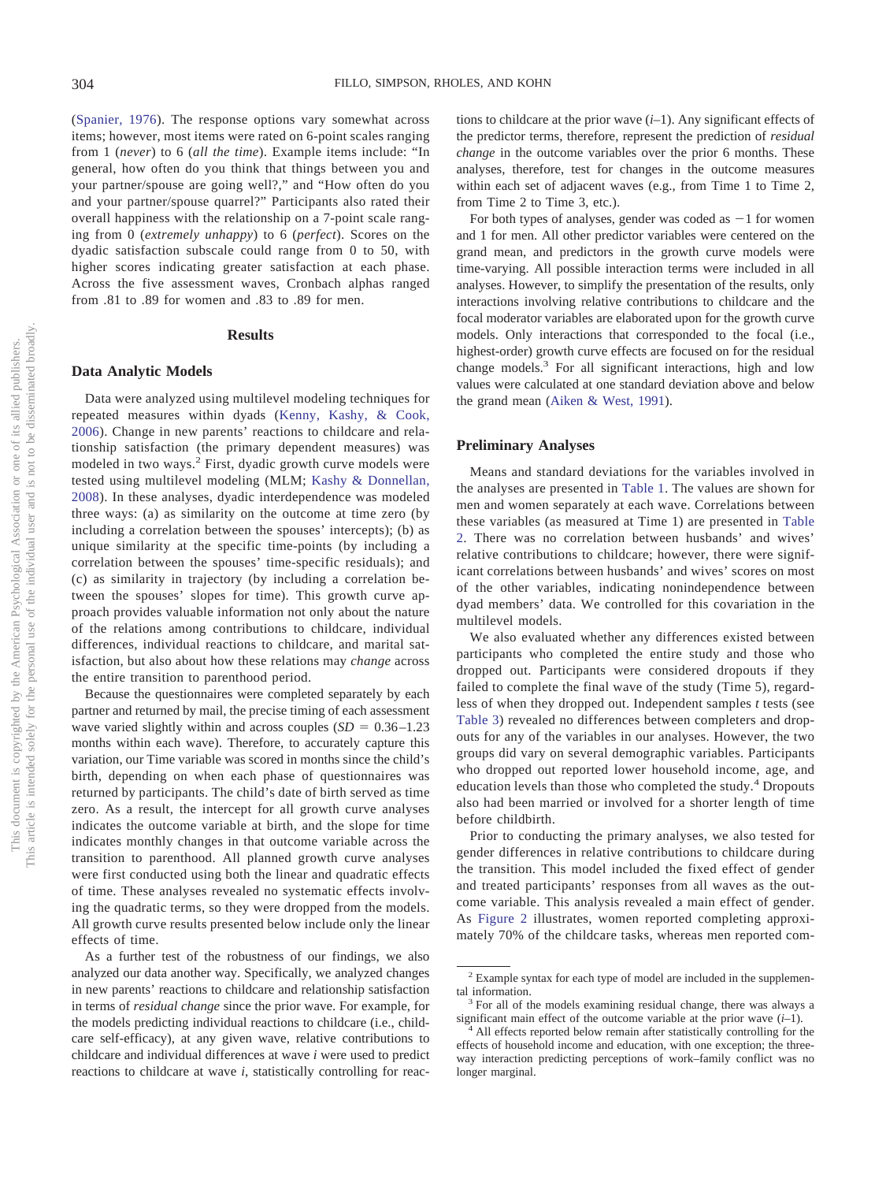(Spanier, 1976). The response options vary somewhat across items; however, most items were rated on 6-point scales ranging from 1 (*never*) to 6 (*all the time*). Example items include: "In general, how often do you think that things between you and your partner/spouse are going well?," and "How often do you and your partner/spouse quarrel?" Participants also rated their overall happiness with the relationship on a 7-point scale ranging from 0 (*extremely unhappy*) to 6 (*perfect*). Scores on the dyadic satisfaction subscale could range from 0 to 50, with higher scores indicating greater satisfaction at each phase. Across the five assessment waves, Cronbach alphas ranged from .81 to .89 for women and .83 to .89 for men.

## Results

### Data Analytic Models

Data were analyzed using multilevel modeling techniques for repeated measures within dyads (Kenny, Kashy, & Cook, 2006). Change in new parents' reactions to childcare and relationship satisfaction (the primary dependent measures) was modeled in two ways.[2] First, dyadic growth curve models were tested using multilevel modeling (MLM; Kashy & Donnellan, 2008). In these analyses, dyadic interdependence was modeled three ways: (a) as similarity on the outcome at time zero (by including a correlation between the spouses' intercepts); (b) as unique similarity at the specific time-points (by including a correlation between the spouses' time-specific residuals); and (c) as similarity in trajectory (by including a correlation between the spouses' slopes for time). This growth curve approach provides valuable information not only about the nature of the relations among contributions to childcare, individual differences, individual reactions to childcare, and marital satisfaction, but also about how these relations may *change* across the entire transition to parenthood period.

Because the questionnaires were completed separately by each partner and returned by mail, the precise timing of each assessment wave varied slightly within and across couples ($SD$ = 0.36–1.23 months within each wave). Therefore, to accurately capture this variation, our Time variable was scored in months since the child's birth, depending on when each phase of questionnaires was returned by participants. The child's date of birth served as time zero. As a result, the intercept for all growth curve analyses indicates the outcome variable at birth, and the slope for time indicates monthly changes in that outcome variable across the transition to parenthood. All planned growth curve analyses were first conducted using both the linear and quadratic effects of time. These analyses revealed no systematic effects involving the quadratic terms, so they were dropped from the models. All growth curve results presented below include only the linear effects of time.

As a further test of the robustness of our findings, we also analyzed our data another way. Specifically, we analyzed changes in new parents' reactions to childcare and relationship satisfaction in terms of *residual change* since the prior wave. For example, for the models predicting individual reactions to childcare (i.e., childcare self-efficacy), at any given wave, relative contributions to childcare and individual differences at wave $i$ were used to predict reactions to childcare at wave $i$, statistically controlling for reactions to childcare at the prior wave ($i$–1). Any significant effects of the predictor terms, therefore, represent the prediction of *residual change* in the outcome variables over the prior 6 months. These analyses, therefore, test for changes in the outcome measures within each set of adjacent waves (e.g., from Time 1 to Time 2, from Time 2 to Time 3, etc.).

For both types of analyses, gender was coded as −1 for women and 1 for men. All other predictor variables were centered on the grand mean, and predictors in the growth curve models were time-varying. All possible interaction terms were included in all analyses. However, to simplify the presentation of the results, only interactions involving relative contributions to childcare and the focal moderator variables are elaborated upon for the growth curve models. Only interactions that corresponded to the focal (i.e., highest-order) growth curve effects are focused on for the residual change models.[3] For all significant interactions, high and low values were calculated at one standard deviation above and below the grand mean (Aiken & West, 1991).

### Preliminary Analyses

Means and standard deviations for the variables involved in the analyses are presented in Table 1. The values are shown for men and women separately at each wave. Correlations between these variables (as measured at Time 1) are presented in Table 2. There was no correlation between husbands' and wives' relative contributions to childcare; however, there were significant correlations between husbands' and wives' scores on most of the other variables, indicating nonindependence between dyad members' data. We controlled for this covariation in the multilevel models.

We also evaluated whether any differences existed between participants who completed the entire study and those who dropped out. Participants were considered dropouts if they failed to complete the final wave of the study (Time 5), regardless of when they dropped out. Independent samples $t$ tests (see Table 3) revealed no differences between completers and dropouts for any of the variables in our analyses. However, the two groups did vary on several demographic variables. Participants who dropped out reported lower household income, age, and education levels than those who completed the study.[4] Dropouts also had been married or involved for a shorter length of time before childbirth.

Prior to conducting the primary analyses, we also tested for gender differences in relative contributions to childcare during the transition. This model included the fixed effect of gender and treated participants' responses from all waves as the outcome variable. This analysis revealed a main effect of gender. As Figure 2 illustrates, women reported completing approximately 70% of the childcare tasks, whereas men reported com-

[2] Example syntax for each type of model are included in the supplemental information.

[3] For all of the models examining residual change, there was always a significant main effect of the outcome variable at the prior wave ($i$–1).

[4] All effects reported below remain after statistically controlling for the effects of household income and education, with one exception; the three-way interaction predicting perceptions of work–family conflict was no longer marginal.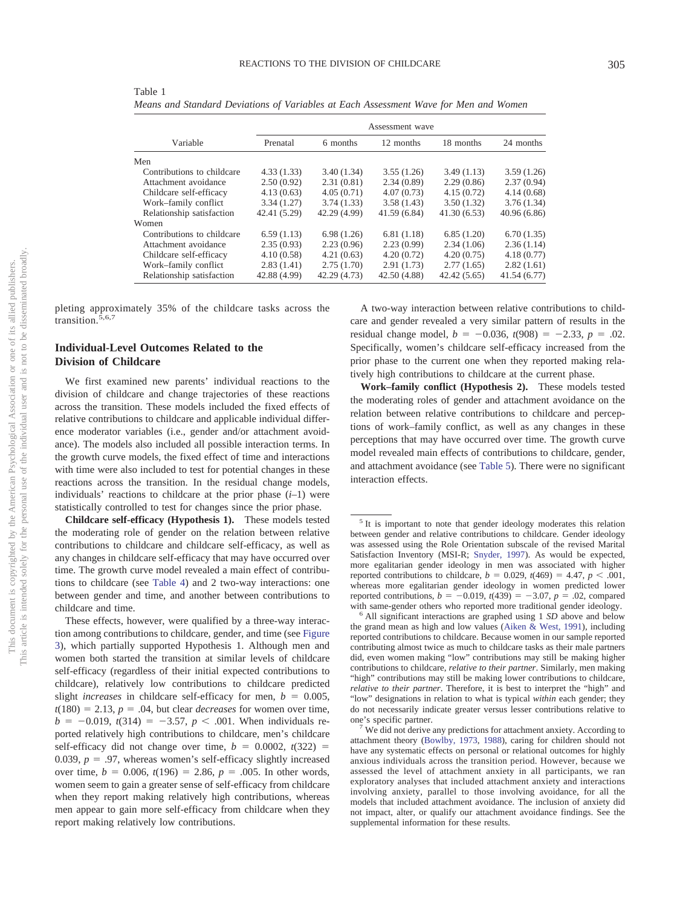Table 1
*Means and Standard Deviations of Variables at Each Assessment Wave for Men and Women*

| Variable | Assessment wave | | | | |
|---|---|---|---|---|---|
| | Prenatal | 6 months | 12 months | 18 months | 24 months |
| Men | | | | | |
| Contributions to childcare | 4.33 (1.33) | 3.40 (1.34) | 3.55 (1.26) | 3.49 (1.13) | 3.59 (1.26) |
| Attachment avoidance | 2.50 (0.92) | 2.31 (0.81) | 2.34 (0.89) | 2.29 (0.86) | 2.37 (0.94) |
| Childcare self-efficacy | 4.13 (0.63) | 4.05 (0.71) | 4.07 (0.73) | 4.15 (0.72) | 4.14 (0.68) |
| Work–family conflict | 3.34 (1.27) | 3.74 (1.33) | 3.58 (1.43) | 3.50 (1.32) | 3.76 (1.34) |
| Relationship satisfaction | 42.41 (5.29) | 42.29 (4.99) | 41.59 (6.84) | 41.30 (6.53) | 40.96 (6.86) |
| Women | | | | | |
| Contributions to childcare | 6.59 (1.13) | 6.98 (1.26) | 6.81 (1.18) | 6.85 (1.20) | 6.70 (1.35) |
| Attachment avoidance | 2.35 (0.93) | 2.23 (0.96) | 2.23 (0.99) | 2.34 (1.06) | 2.36 (1.14) |
| Childcare self-efficacy | 4.10 (0.58) | 4.21 (0.63) | 4.20 (0.72) | 4.20 (0.75) | 4.18 (0.77) |
| Work–family conflict | 2.83 (1.41) | 2.75 (1.70) | 2.91 (1.73) | 2.77 (1.65) | 2.82 (1.61) |
| Relationship satisfaction | 42.88 (4.99) | 42.29 (4.73) | 42.50 (4.88) | 42.42 (5.65) | 41.54 (6.77) |

pleting approximately 35% of the childcare tasks across the transition.[5,6,7]

## Individual-Level Outcomes Related to the Division of Childcare

We first examined new parents' individual reactions to the division of childcare and change trajectories of these reactions across the transition. These models included the fixed effects of relative contributions to childcare and applicable individual difference moderator variables (i.e., gender and/or attachment avoidance). The models also included all possible interaction terms. In the growth curve models, the fixed effect of time and interactions with time were also included to test for potential changes in these reactions across the transition. In the residual change models, individuals' reactions to childcare at the prior phase ($i$–1) were statistically controlled to test for changes since the prior phase.

**Childcare self-efficacy (Hypothesis 1).** These models tested the moderating role of gender on the relation between relative contributions to childcare and childcare self-efficacy, as well as any changes in childcare self-efficacy that may have occurred over time. The growth curve model revealed a main effect of contributions to childcare (see Table 4) and 2 two-way interactions: one between gender and time, and another between contributions to childcare and time.

These effects, however, were qualified by a three-way interaction among contributions to childcare, gender, and time (see Figure 3), which partially supported Hypothesis 1. Although men and women both started the transition at similar levels of childcare self-efficacy (regardless of their initial expected contributions to childcare), relatively low contributions to childcare predicted slight *increases* in childcare self-efficacy for men, $b = 0.005$, $t(180) = 2.13$, $p = .04$, but clear *decreases* for women over time, $b = -0.019$, $t(314) = -3.57$, $p < .001$. When individuals reported relatively high contributions to childcare, men's childcare self-efficacy did not change over time, $b = 0.0002$, $t(322) = 0.039$, $p = .97$, whereas women's self-efficacy slightly increased over time, $b = 0.006$, $t(196) = 2.86$, $p = .005$. In other words, women seem to gain a greater sense of self-efficacy from childcare when they report making relatively high contributions, whereas men appear to gain more self-efficacy from childcare when they report making relatively low contributions.

A two-way interaction between relative contributions to childcare and gender revealed a very similar pattern of results in the residual change model, $b = -0.036$, $t(908) = -2.33$, $p = .02$. Specifically, women's childcare self-efficacy increased from the prior phase to the current one when they reported making relatively high contributions to childcare at the current phase.

**Work–family conflict (Hypothesis 2).** These models tested the moderating roles of gender and attachment avoidance on the relation between relative contributions to childcare and perceptions of work–family conflict, as well as any changes in these perceptions that may have occurred over time. The growth curve model revealed main effects of contributions to childcare, gender, and attachment avoidance (see Table 5). There were no significant interaction effects.

[5] It is important to note that gender ideology moderates this relation between gender and relative contributions to childcare. Gender ideology was assessed using the Role Orientation subscale of the revised Marital Satisfaction Inventory (MSI-R; Snyder, 1997). As would be expected, more egalitarian gender ideology in men was associated with higher reported contributions to childcare, $b = 0.029$, $t(469) = 4.47$, $p < .001$, whereas more egalitarian gender ideology in women predicted lower reported contributions, $b = -0.019$, $t(439) = -3.07$, $p = .02$, compared with same-gender others who reported more traditional gender ideology.

[6] All significant interactions are graphed using 1 *SD* above and below the grand mean as high and low values (Aiken & West, 1991), including reported contributions to childcare. Because women in our sample reported contributing almost twice as much to childcare tasks as their male partners did, even women making "low" contributions may still be making higher contributions to childcare, *relative to their partner*. Similarly, men making "high" contributions may still be making lower contributions to childcare, *relative to their partner*. Therefore, it is best to interpret the "high" and "low" designations in relation to what is typical *within* each gender; they do not necessarily indicate greater versus lesser contributions relative to one's specific partner.

[7] We did not derive any predictions for attachment anxiety. According to attachment theory (Bowlby, 1973, 1988), caring for children should not have any systematic effects on personal or relational outcomes for highly anxious individuals across the transition period. However, because we assessed the level of attachment anxiety in all participants, we ran exploratory analyses that included attachment anxiety and interactions involving anxiety, parallel to those involving avoidance, for all the models that included attachment avoidance. The inclusion of anxiety did not impact, alter, or qualify our attachment avoidance findings. See the supplemental information for these results.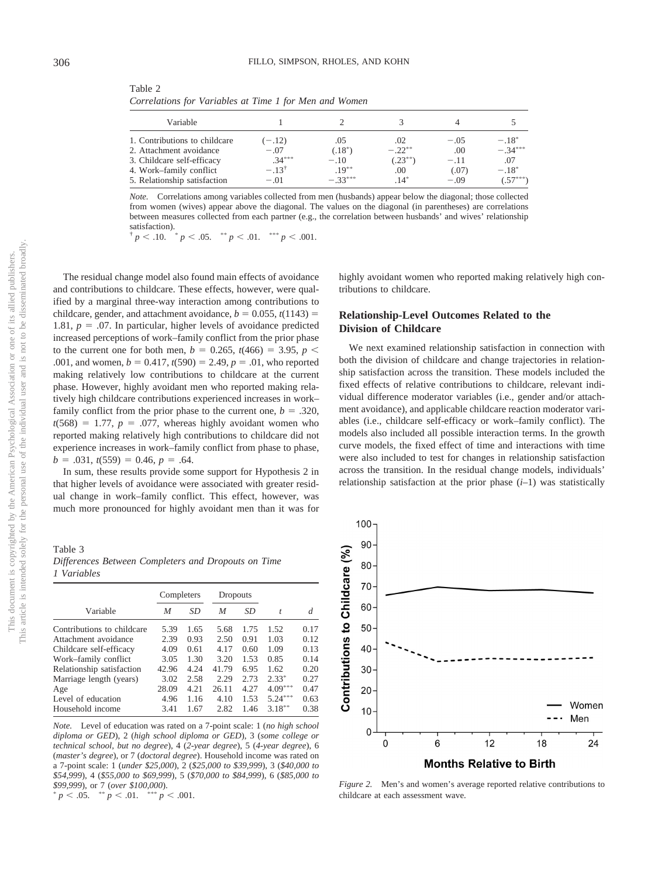Table 2
*Correlations for Variables at Time 1 for Men and Women*

| Variable | 1 | 2 | 3 | 4 | 5 |
|---|---|---|---|---|---|
| 1. Contributions to childcare | (−.12) | .05 | .02 | −.05 | −.18* |
| 2. Attachment avoidance | −.07 | (.18*) | −.22** | .00 | −.34*** |
| 3. Childcare self-efficacy | .34*** | −.10 | (.23**) | −.11 | .07 |
| 4. Work–family conflict | −.13† | .19** | .00 | (.07) | −.18* |
| 5. Relationship satisfaction | −.01 | −.33*** | .14* | −.09 | (.57***) |

*Note.* Correlations among variables collected from men (husbands) appear below the diagonal; those collected from women (wives) appear above the diagonal. The values on the diagonal (in parentheses) are correlations between measures collected from each partner (e.g., the correlation between husbands' and wives' relationship satisfaction).
† $p < .10$. * $p < .05$. ** $p < .01$. *** $p < .001$.

The residual change model also found main effects of avoidance and contributions to childcare. These effects, however, were qualified by a marginal three-way interaction among contributions to childcare, gender, and attachment avoidance, $b = 0.055$, $t(1143) = 1.81$, $p = .07$. In particular, higher levels of avoidance predicted increased perceptions of work–family conflict from the prior phase to the current one for both men, $b = 0.265$, $t(466) = 3.95$, $p < .001$, and women, $b = 0.417$, $t(590) = 2.49$, $p = .01$, who reported making relatively low contributions to childcare at the current phase. However, highly avoidant men who reported making relatively high childcare contributions experienced increases in work–family conflict from the prior phase to the current one, $b = .320$, $t(568) = 1.77$, $p = .077$, whereas highly avoidant women who reported making relatively high contributions to childcare did not experience increases in work–family conflict from phase to phase, $b = .031$, $t(559) = 0.46$, $p = .64$.

In sum, these results provide some support for Hypothesis 2 in that higher levels of avoidance were associated with greater residual change in work–family conflict. This effect, however, was much more pronounced for highly avoidant men than it was for highly avoidant women who reported making relatively high contributions to childcare.

Table 3
*Differences Between Completers and Dropouts on Time 1 Variables*

| | Completers | | Dropouts | | | |
|---|---|---|---|---|---|---|
| Variable | *M* | *SD* | *M* | *SD* | *t* | *d* |
| Contributions to childcare | 5.39 | 1.65 | 5.68 | 1.75 | 1.52 | 0.17 |
| Attachment avoidance | 2.39 | 0.93 | 2.50 | 0.91 | 1.03 | 0.12 |
| Childcare self-efficacy | 4.09 | 0.61 | 4.17 | 0.60 | 1.09 | 0.13 |
| Work–family conflict | 3.05 | 1.30 | 3.20 | 1.53 | 0.85 | 0.14 |
| Relationship satisfaction | 42.96 | 4.24 | 41.79 | 6.95 | 1.62 | 0.20 |
| Marriage length (years) | 3.02 | 2.58 | 2.29 | 2.73 | 2.33* | 0.27 |
| Age | 28.09 | 4.21 | 26.11 | 4.27 | 4.09*** | 0.47 |
| Level of education | 4.96 | 1.16 | 4.10 | 1.53 | 5.24*** | 0.63 |
| Household income | 3.41 | 1.67 | 2.82 | 1.46 | 3.18** | 0.38 |

*Note.* Level of education was rated on a 7-point scale: 1 (*no high school diploma or GED*), 2 (*high school diploma or GED*), 3 (*some college or technical school, but no degree*), 4 (*2-year degree*), 5 (*4-year degree*), 6 (*master's degree*), or 7 (*doctoral degree*). Household income was rated on a 7-point scale: 1 (*under \$25,000*), 2 (*\$25,000 to \$39,999*), 3 (*\$40,000 to \$54,999*), 4 (*\$55,000 to \$69,999*), 5 (*\$70,000 to \$84,999*), 6 (*\$85,000 to \$99,999*), or 7 (*over \$100,000*).
* $p < .05$. ** $p < .01$. *** $p < .001$.

## Relationship-Level Outcomes Related to the Division of Childcare

We next examined relationship satisfaction in connection with both the division of childcare and change trajectories in relationship satisfaction across the transition. These models included the fixed effects of relative contributions to childcare, relevant individual difference moderator variables (i.e., gender and/or attachment avoidance), and applicable childcare reaction moderator variables (i.e., childcare self-efficacy or work–family conflict). The models also included all possible interaction terms. In the growth curve models, the fixed effect of time and interactions with time were also included to test for changes in relationship satisfaction across the transition. In the residual change models, individuals' relationship satisfaction at the prior phase ($i$–1) was statistically

*Figure 2.* Men's and women's average reported relative contributions to childcare at each assessment wave.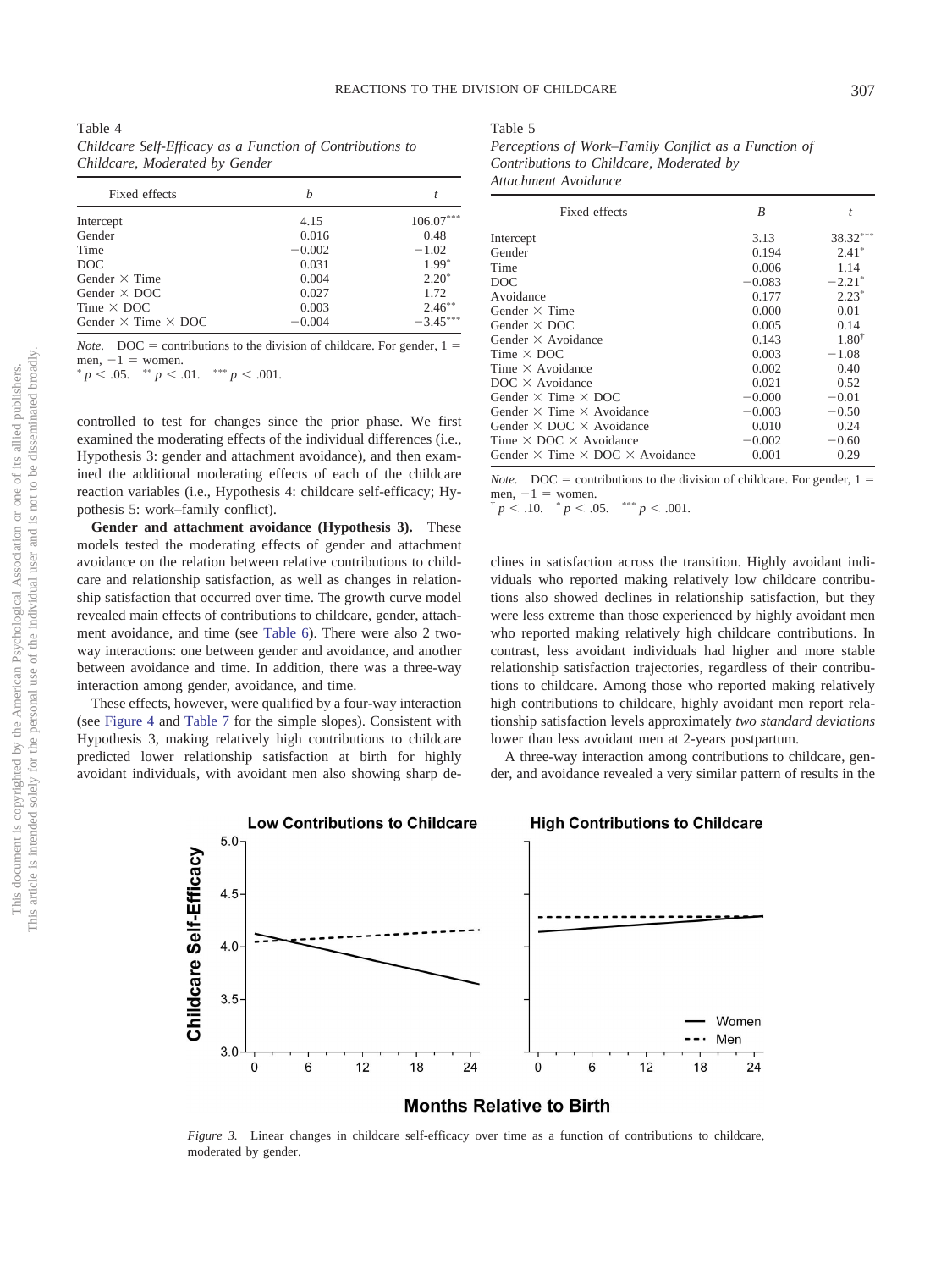Table 4

*Childcare Self-Efficacy as a Function of Contributions to Childcare, Moderated by Gender*

| Fixed effects | *b* | *t* |
|---|---|---|
| Intercept | 4.15 | 106.07*** |
| Gender | 0.016 | 0.48 |
| Time | −0.002 | −1.02 |
| DOC | 0.031 | 1.99* |
| Gender × Time | 0.004 | 2.20* |
| Gender × DOC | 0.027 | 1.72 |
| Time × DOC | 0.003 | 2.46** |
| Gender × Time × DOC | −0.004 | −3.45*** |

*Note.* DOC = contributions to the division of childcare. For gender, 1 = men, −1 = women.
* $p < .05$. ** $p < .01$. *** $p < .001$.

Table 5

*Perceptions of Work–Family Conflict as a Function of Contributions to Childcare, Moderated by Attachment Avoidance*

| Fixed effects | *B* | *t* |
|---|---|---|
| Intercept | 3.13 | 38.32*** |
| Gender | 0.194 | 2.41* |
| Time | 0.006 | 1.14 |
| DOC | −0.083 | −2.21* |
| Avoidance | 0.177 | 2.23* |
| Gender × Time | 0.000 | 0.01 |
| Gender × DOC | 0.005 | 0.14 |
| Gender × Avoidance | 0.143 | 1.80† |
| Time × DOC | 0.003 | −1.08 |
| Time × Avoidance | 0.002 | 0.40 |
| DOC × Avoidance | 0.021 | 0.52 |
| Gender × Time × DOC | −0.000 | −0.01 |
| Gender × Time × Avoidance | −0.003 | −0.50 |
| Gender × DOC × Avoidance | 0.010 | 0.24 |
| Time × DOC × Avoidance | −0.002 | −0.60 |
| Gender × Time × DOC × Avoidance | 0.001 | 0.29 |

*Note.* DOC = contributions to the division of childcare. For gender, 1 = men, −1 = women.
† $p < .10$. * $p < .05$. *** $p < .001$.

controlled to test for changes since the prior phase. We first examined the moderating effects of the individual differences (i.e., Hypothesis 3: gender and attachment avoidance), and then examined the additional moderating effects of each of the childcare reaction variables (i.e., Hypothesis 4: childcare self-efficacy; Hypothesis 5: work–family conflict).

**Gender and attachment avoidance (Hypothesis 3).** These models tested the moderating effects of gender and attachment avoidance on the relation between relative contributions to childcare and relationship satisfaction, as well as changes in relationship satisfaction that occurred over time. The growth curve model revealed main effects of contributions to childcare, gender, attachment avoidance, and time (see Table 6). There were also 2 two-way interactions: one between gender and avoidance, and another between avoidance and time. In addition, there was a three-way interaction among gender, avoidance, and time.

These effects, however, were qualified by a four-way interaction (see Figure 4 and Table 7 for the simple slopes). Consistent with Hypothesis 3, making relatively high contributions to childcare predicted lower relationship satisfaction at birth for highly avoidant individuals, with avoidant men also showing sharp declines in satisfaction across the transition. Highly avoidant individuals who reported making relatively low childcare contributions also showed declines in relationship satisfaction, but they were less extreme than those experienced by highly avoidant men who reported making relatively high childcare contributions. In contrast, less avoidant individuals had higher and more stable relationship satisfaction trajectories, regardless of their contributions to childcare. Among those who reported making relatively high contributions to childcare, highly avoidant men report relationship satisfaction levels approximately *two standard deviations* lower than less avoidant men at 2-years postpartum.

A three-way interaction among contributions to childcare, gender, and avoidance revealed a very similar pattern of results in the

*Figure 3.* Linear changes in childcare self-efficacy over time as a function of contributions to childcare, moderated by gender.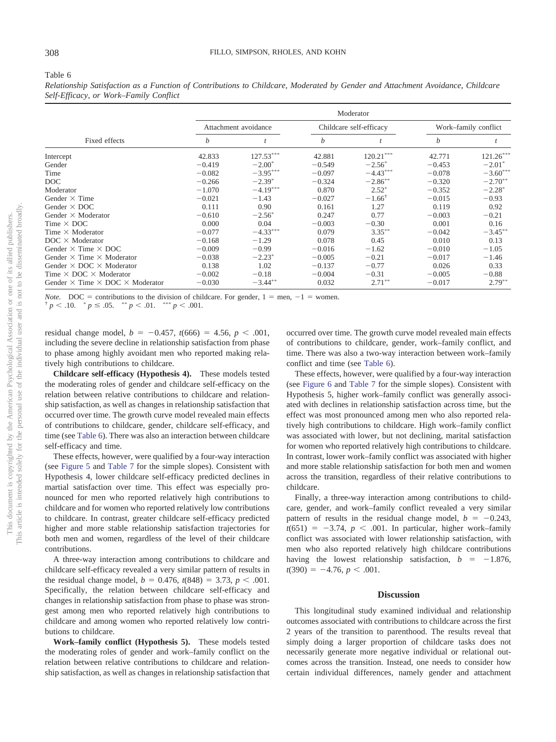Table 6

*Relationship Satisfaction as a Function of Contributions to Childcare, Moderated by Gender and Attachment Avoidance, Childcare Self-Efficacy, or Work–Family Conflict*

| | Moderator | | | | | |
|---|---|---|---|---|---|---|
| | Attachment avoidance | | Childcare self-efficacy | | Work–family conflict | |
| Fixed effects | $b$ | $t$ | $b$ | $t$ | $b$ | $t$ |
| Intercept | 42.833 | 127.53*** | 42.881 | 120.21*** | 42.771 | 121.26*** |
| Gender | −0.419 | −2.00* | −0.549 | −2.56* | −0.453 | −2.01* |
| Time | −0.082 | −3.95*** | −0.097 | −4.43*** | −0.078 | −3.60*** |
| DOC | −0.266 | −2.39* | −0.324 | −2.86** | −0.320 | −2.70** |
| Moderator | −1.070 | −4.19*** | 0.870 | 2.52* | −0.352 | −2.28* |
| Gender × Time | −0.021 | −1.43 | −0.027 | −1.66† | −0.015 | −0.93 |
| Gender × DOC | 0.111 | 0.90 | 0.161 | 1.27 | 0.119 | 0.92 |
| Gender × Moderator | −0.610 | −2.56* | 0.247 | 0.77 | −0.003 | −0.21 |
| Time × DOC | 0.000 | 0.04 | −0.003 | −0.30 | 0.001 | 0.16 |
| Time × Moderator | −0.077 | −4.33*** | 0.079 | 3.35** | −0.042 | −3.45** |
| DOC × Moderator | −0.168 | −1.29 | 0.078 | 0.45 | 0.010 | 0.13 |
| Gender × Time × DOC | −0.009 | −0.99 | −0.016 | −1.62 | −0.010 | −1.05 |
| Gender × Time × Moderator | −0.038 | −2.23* | −0.005 | −0.21 | −0.017 | −1.46 |
| Gender × DOC × Moderator | 0.138 | 1.02 | −0.137 | −0.77 | 0.026 | 0.33 |
| Time × DOC × Moderator | −0.002 | −0.18 | −0.004 | −0.31 | −0.005 | −0.88 |
| Gender × Time × DOC × Moderator | −0.030 | −3.44** | 0.032 | 2.71** | −0.017 | 2.79** |

*Note.* DOC = contributions to the division of childcare. For gender, 1 = men, −1 = women.
† $p < .10$. * $p \leq .05$. ** $p < .01$. *** $p < .001$.

residual change model, $b = -0.457$, $t(666) = 4.56$, $p < .001$, including the severe decline in relationship satisfaction from phase to phase among highly avoidant men who reported making relatively high contributions to childcare.

**Childcare self-efficacy (Hypothesis 4).** These models tested the moderating roles of gender and childcare self-efficacy on the relation between relative contributions to childcare and relationship satisfaction, as well as changes in relationship satisfaction that occurred over time. The growth curve model revealed main effects of contributions to childcare, gender, childcare self-efficacy, and time (see Table 6). There was also an interaction between childcare self-efficacy and time.

These effects, however, were qualified by a four-way interaction (see Figure 5 and Table 7 for the simple slopes). Consistent with Hypothesis 4, lower childcare self-efficacy predicted declines in martial satisfaction over time. This effect was especially pronounced for men who reported relatively high contributions to childcare and for women who reported relatively low contributions to childcare. In contrast, greater childcare self-efficacy predicted higher and more stable relationship satisfaction trajectories for both men and women, regardless of the level of their childcare contributions.

A three-way interaction among contributions to childcare and childcare self-efficacy revealed a very similar pattern of results in the residual change model, $b = 0.476$, $t(848) = 3.73$, $p < .001$. Specifically, the relation between childcare self-efficacy and changes in relationship satisfaction from phase to phase was strongest among men who reported relatively high contributions to childcare and among women who reported relatively low contributions to childcare.

**Work–family conflict (Hypothesis 5).** These models tested the moderating roles of gender and work–family conflict on the relation between relative contributions to childcare and relationship satisfaction, as well as changes in relationship satisfaction that occurred over time. The growth curve model revealed main effects of contributions to childcare, gender, work–family conflict, and time. There was also a two-way interaction between work–family conflict and time (see Table 6).

These effects, however, were qualified by a four-way interaction (see Figure 6 and Table 7 for the simple slopes). Consistent with Hypothesis 5, higher work–family conflict was generally associated with declines in relationship satisfaction across time, but the effect was most pronounced among men who also reported relatively high contributions to childcare. High work–family conflict was associated with lower, but not declining, marital satisfaction for women who reported relatively high contributions to childcare. In contrast, lower work–family conflict was associated with higher and more stable relationship satisfaction for both men and women across the transition, regardless of their relative contributions to childcare.

Finally, a three-way interaction among contributions to childcare, gender, and work–family conflict revealed a very similar pattern of results in the residual change model, $b = -0.243$, $t(651) = -3.74$, $p < .001$. In particular, higher work–family conflict was associated with lower relationship satisfaction, with men who also reported relatively high childcare contributions having the lowest relationship satisfaction, $b = -1.876$, $t(390) = -4.76$, $p < .001$.

## Discussion

This longitudinal study examined individual and relationship outcomes associated with contributions to childcare across the first 2 years of the transition to parenthood. The results reveal that simply doing a larger proportion of childcare tasks does not necessarily generate more negative individual or relational outcomes across the transition. Instead, one needs to consider how certain individual differences, namely gender and attachment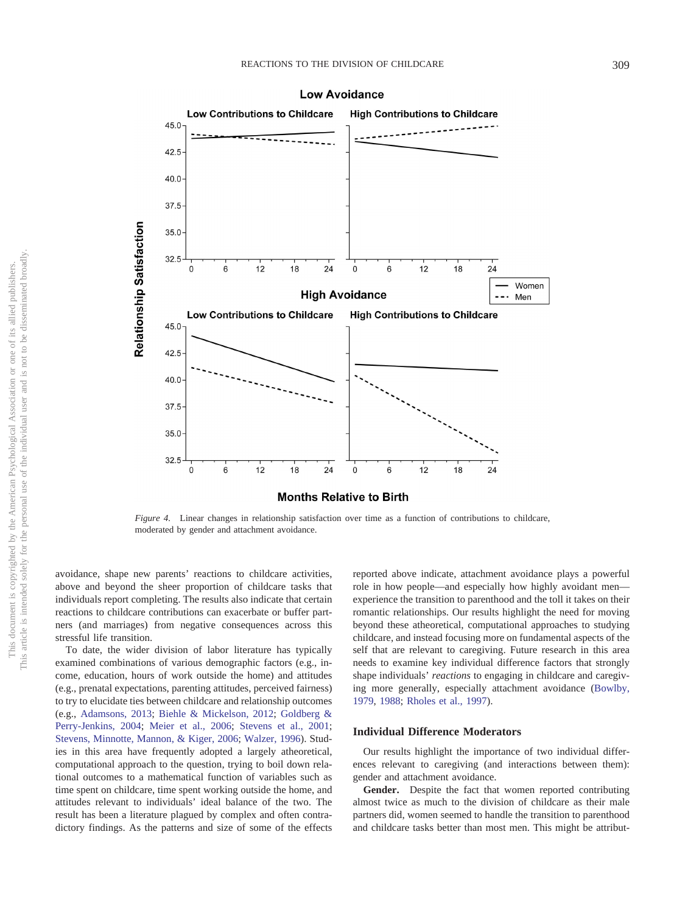*Figure 4.* Linear changes in relationship satisfaction over time as a function of contributions to childcare, moderated by gender and attachment avoidance.

avoidance, shape new parents' reactions to childcare activities, above and beyond the sheer proportion of childcare tasks that individuals report completing. The results also indicate that certain reactions to childcare contributions can exacerbate or buffer partners (and marriages) from negative consequences across this stressful life transition.

To date, the wider division of labor literature has typically examined combinations of various demographic factors (e.g., income, education, hours of work outside the home) and attitudes (e.g., prenatal expectations, parenting attitudes, perceived fairness) to try to elucidate ties between childcare and relationship outcomes (e.g., Adamsons, 2013; Biehle & Mickelson, 2012; Goldberg & Perry-Jenkins, 2004; Meier et al., 2006; Stevens et al., 2001; Stevens, Minnotte, Mannon, & Kiger, 2006; Walzer, 1996). Studies in this area have frequently adopted a largely atheoretical, computational approach to the question, trying to boil down relational outcomes to a mathematical function of variables such as time spent on childcare, time spent working outside the home, and attitudes relevant to individuals' ideal balance of the two. The result has been a literature plagued by complex and often contradictory findings. As the patterns and size of some of the effects reported above indicate, attachment avoidance plays a powerful role in how people—and especially how highly avoidant men—experience the transition to parenthood and the toll it takes on their romantic relationships. Our results highlight the need for moving beyond these atheoretical, computational approaches to studying childcare, and instead focusing more on fundamental aspects of the self that are relevant to caregiving. Future research in this area needs to examine key individual difference factors that strongly shape individuals' *reactions* to engaging in childcare and caregiving more generally, especially attachment avoidance (Bowlby, 1979, 1988; Rholes et al., 1997).

## Individual Difference Moderators

Our results highlight the importance of two individual differences relevant to caregiving (and interactions between them): gender and attachment avoidance.

**Gender.** Despite the fact that women reported contributing almost twice as much to the division of childcare as their male partners did, women seemed to handle the transition to parenthood and childcare tasks better than most men. This might be attribut-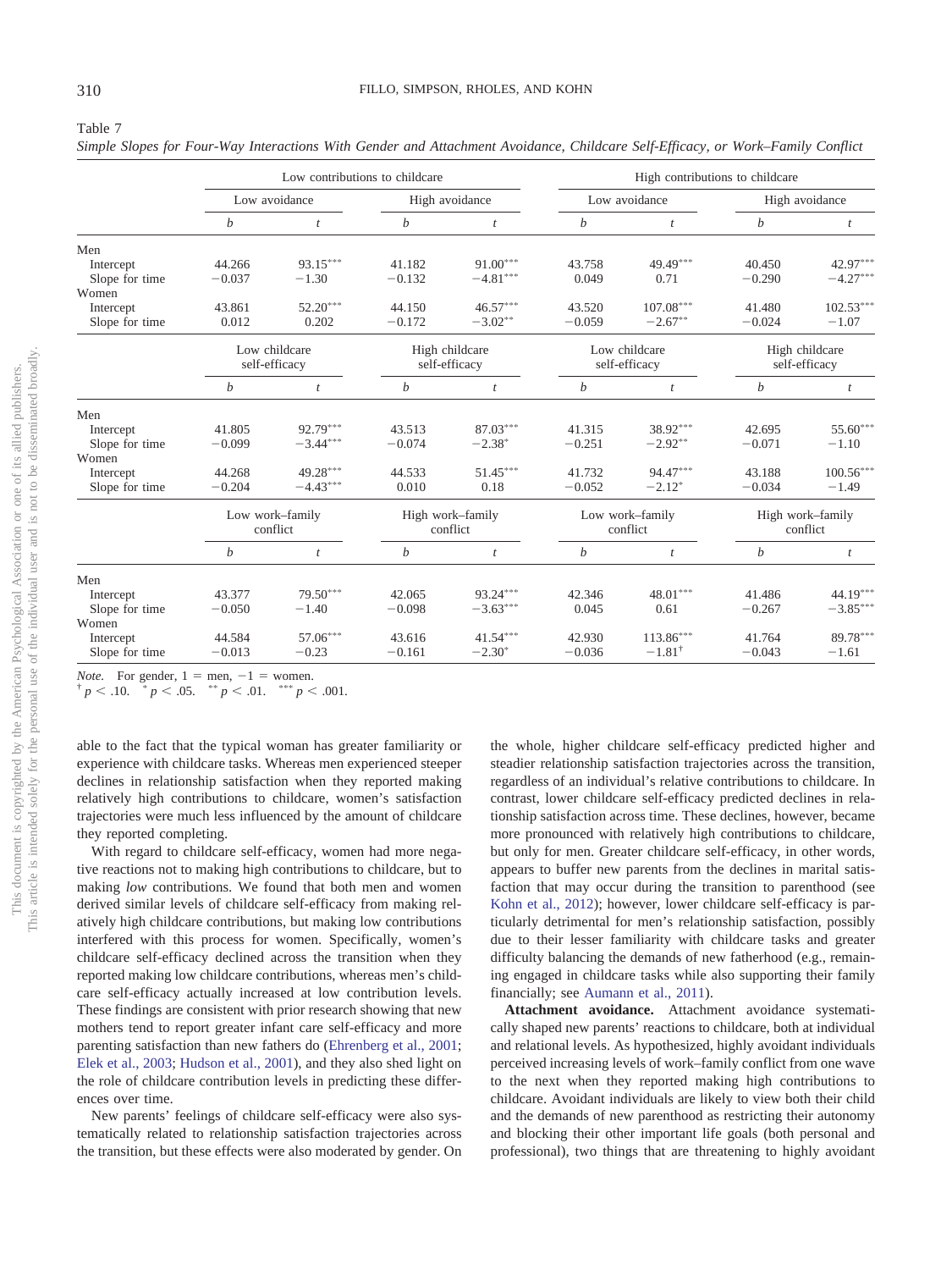Table 7
*Simple Slopes for Four-Way Interactions With Gender and Attachment Avoidance, Childcare Self-Efficacy, or Work–Family Conflict*

| | Low contributions to childcare | | | | High contributions to childcare | | | |
|---|---|---|---|---|---|---|---|---|
| | Low avoidance | | High avoidance | | Low avoidance | | High avoidance | |
| | *b* | *t* | *b* | *t* | *b* | *t* | *b* | *t* |
| Men | | | | | | | | |
| Intercept | 44.266 | 93.15*** | 41.182 | 91.00*** | 43.758 | 49.49*** | 40.450 | 42.97*** |
| Slope for time | −0.037 | −1.30 | −0.132 | −4.81*** | 0.049 | 0.71 | −0.290 | −4.27*** |
| Women | | | | | | | | |
| Intercept | 43.861 | 52.20*** | 44.150 | 46.57*** | 43.520 | 107.08*** | 41.480 | 102.53*** |
| Slope for time | 0.012 | 0.202 | −0.172 | −3.02** | −0.059 | −2.67** | −0.024 | −1.07 |
| | Low childcare self-efficacy | | High childcare self-efficacy | | Low childcare self-efficacy | | High childcare self-efficacy | |
| | *b* | *t* | *b* | *t* | *b* | *t* | *b* | *t* |
| Men | | | | | | | | |
| Intercept | 41.805 | 92.79*** | 43.513 | 87.03*** | 41.315 | 38.92*** | 42.695 | 55.60*** |
| Slope for time | −0.099 | −3.44*** | −0.074 | −2.38* | −0.251 | −2.92** | −0.071 | −1.10 |
| Women | | | | | | | | |
| Intercept | 44.268 | 49.28*** | 44.533 | 51.45*** | 41.732 | 94.47*** | 43.188 | 100.56*** |
| Slope for time | −0.204 | −4.43*** | 0.010 | 0.18 | −0.052 | −2.12* | −0.034 | −1.49 |
| | Low work–family conflict | | High work–family conflict | | Low work–family conflict | | High work–family conflict | |
| | *b* | *t* | *b* | *t* | *b* | *t* | *b* | *t* |
| Men | | | | | | | | |
| Intercept | 43.377 | 79.50*** | 42.065 | 93.24*** | 42.346 | 48.01*** | 41.486 | 44.19*** |
| Slope for time | −0.050 | −1.40 | −0.098 | −3.63*** | 0.045 | 0.61 | −0.267 | −3.85*** |
| Women | | | | | | | | |
| Intercept | 44.584 | 57.06*** | 43.616 | 41.54*** | 42.930 | 113.86*** | 41.764 | 89.78*** |
| Slope for time | −0.013 | −0.23 | −0.161 | −2.30* | −0.036 | −1.81† | −0.043 | −1.61 |

*Note.* For gender, 1 = men, −1 = women.
† $p < .10$. * $p < .05$. ** $p < .01$. *** $p < .001$.

able to the fact that the typical woman has greater familiarity or experience with childcare tasks. Whereas men experienced steeper declines in relationship satisfaction when they reported making relatively high contributions to childcare, women's satisfaction trajectories were much less influenced by the amount of childcare they reported completing.

With regard to childcare self-efficacy, women had more negative reactions not to making high contributions to childcare, but to making *low* contributions. We found that both men and women derived similar levels of childcare self-efficacy from making relatively high childcare contributions, but making low contributions interfered with this process for women. Specifically, women's childcare self-efficacy declined across the transition when they reported making low childcare contributions, whereas men's childcare self-efficacy actually increased at low contribution levels. These findings are consistent with prior research showing that new mothers tend to report greater infant care self-efficacy and more parenting satisfaction than new fathers do (Ehrenberg et al., 2001; Elek et al., 2003; Hudson et al., 2001), and they also shed light on the role of childcare contribution levels in predicting these differences over time.

New parents' feelings of childcare self-efficacy were also systematically related to relationship satisfaction trajectories across the transition, but these effects were also moderated by gender. On the whole, higher childcare self-efficacy predicted higher and steadier relationship satisfaction trajectories across the transition, regardless of an individual's relative contributions to childcare. In contrast, lower childcare self-efficacy predicted declines in relationship satisfaction across time. These declines, however, became more pronounced with relatively high contributions to childcare, but only for men. Greater childcare self-efficacy, in other words, appears to buffer new parents from the declines in marital satisfaction that may occur during the transition to parenthood (see Kohn et al., 2012); however, lower childcare self-efficacy is particularly detrimental for men's relationship satisfaction, possibly due to their lesser familiarity with childcare tasks and greater difficulty balancing the demands of new fatherhood (e.g., remaining engaged in childcare tasks while also supporting their family financially; see Aumann et al., 2011).

**Attachment avoidance.** Attachment avoidance systematically shaped new parents' reactions to childcare, both at individual and relational levels. As hypothesized, highly avoidant individuals perceived increasing levels of work–family conflict from one wave to the next when they reported making high contributions to childcare. Avoidant individuals are likely to view both their child and the demands of new parenthood as restricting their autonomy and blocking their other important life goals (both personal and professional), two things that are threatening to highly avoidant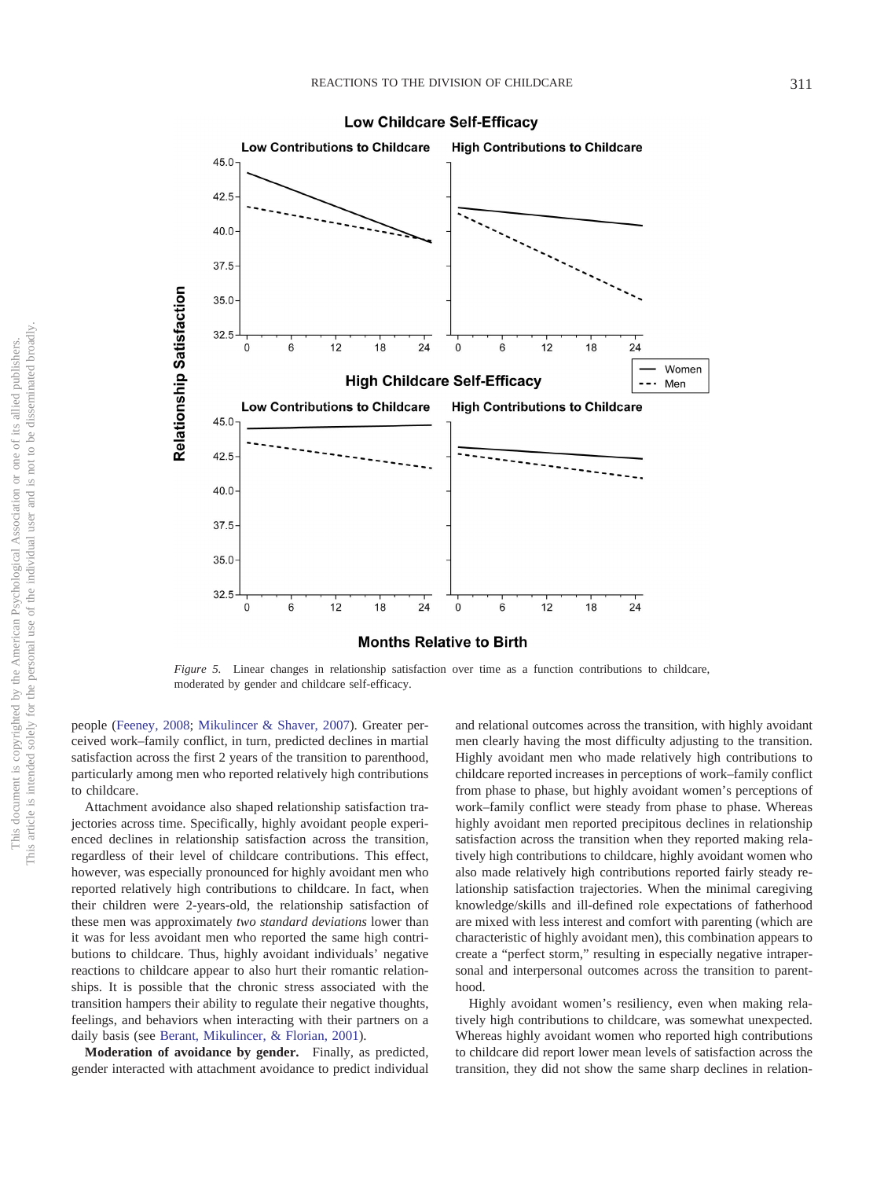*Figure 5.* Linear changes in relationship satisfaction over time as a function contributions to childcare, moderated by gender and childcare self-efficacy.

people (Feeney, 2008; Mikulincer & Shaver, 2007). Greater perceived work–family conflict, in turn, predicted declines in martial satisfaction across the first 2 years of the transition to parenthood, particularly among men who reported relatively high contributions to childcare.

Attachment avoidance also shaped relationship satisfaction trajectories across time. Specifically, highly avoidant people experienced declines in relationship satisfaction across the transition, regardless of their level of childcare contributions. This effect, however, was especially pronounced for highly avoidant men who reported relatively high contributions to childcare. In fact, when their children were 2-years-old, the relationship satisfaction of these men was approximately *two standard deviations* lower than it was for less avoidant men who reported the same high contributions to childcare. Thus, highly avoidant individuals' negative reactions to childcare appear to also hurt their romantic relationships. It is possible that the chronic stress associated with the transition hampers their ability to regulate their negative thoughts, feelings, and behaviors when interacting with their partners on a daily basis (see Berant, Mikulincer, & Florian, 2001).

**Moderation of avoidance by gender.** Finally, as predicted, gender interacted with attachment avoidance to predict individual and relational outcomes across the transition, with highly avoidant men clearly having the most difficulty adjusting to the transition. Highly avoidant men who made relatively high contributions to childcare reported increases in perceptions of work–family conflict from phase to phase, but highly avoidant women's perceptions of work–family conflict were steady from phase to phase. Whereas highly avoidant men reported precipitous declines in relationship satisfaction across the transition when they reported making relatively high contributions to childcare, highly avoidant women who also made relatively high contributions reported fairly steady relationship satisfaction trajectories. When the minimal caregiving knowledge/skills and ill-defined role expectations of fatherhood are mixed with less interest and comfort with parenting (which are characteristic of highly avoidant men), this combination appears to create a "perfect storm," resulting in especially negative intrapersonal and interpersonal outcomes across the transition to parenthood.

Highly avoidant women's resiliency, even when making relatively high contributions to childcare, was somewhat unexpected. Whereas highly avoidant women who reported high contributions to childcare did report lower mean levels of satisfaction across the transition, they did not show the same sharp declines in relation-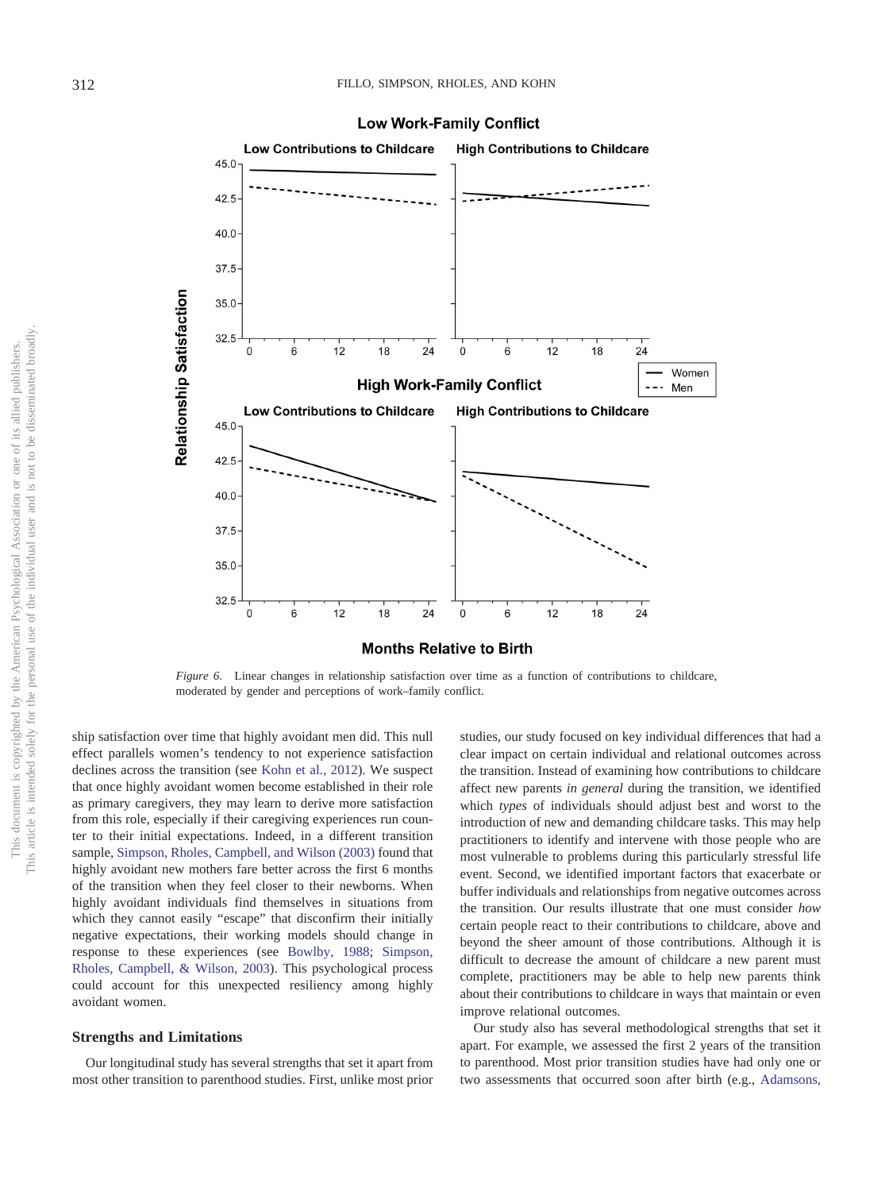*Figure 6.* Linear changes in relationship satisfaction over time as a function of contributions to childcare, moderated by gender and perceptions of work–family conflict.

ship satisfaction over time that highly avoidant men did. This null effect parallels women's tendency to not experience satisfaction declines across the transition (see Kohn et al., 2012). We suspect that once highly avoidant women become established in their role as primary caregivers, they may learn to derive more satisfaction from this role, especially if their caregiving experiences run counter to their initial expectations. Indeed, in a different transition sample, Simpson, Rholes, Campbell, and Wilson (2003) found that highly avoidant new mothers fare better across the first 6 months of the transition when they feel closer to their newborns. When highly avoidant individuals find themselves in situations from which they cannot easily "escape" that disconfirm their initially negative expectations, their working models should change in response to these experiences (see Bowlby, 1988; Simpson, Rholes, Campbell, & Wilson, 2003). This psychological process could account for this unexpected resiliency among highly avoidant women.

## Strengths and Limitations

Our longitudinal study has several strengths that set it apart from most other transition to parenthood studies. First, unlike most prior studies, our study focused on key individual differences that had a clear impact on certain individual and relational outcomes across the transition. Instead of examining how contributions to childcare affect new parents *in general* during the transition, we identified which *types* of individuals should adjust best and worst to the introduction of new and demanding childcare tasks. This may help practitioners to identify and intervene with those people who are most vulnerable to problems during this particularly stressful life event. Second, we identified important factors that exacerbate or buffer individuals and relationships from negative outcomes across the transition. Our results illustrate that one must consider *how* certain people react to their contributions to childcare, above and beyond the sheer amount of those contributions. Although it is difficult to decrease the amount of childcare a new parent must complete, practitioners may be able to help new parents think about their contributions to childcare in ways that maintain or even improve relational outcomes.

Our study also has several methodological strengths that set it apart. For example, we assessed the first 2 years of the transition to parenthood. Most prior transition studies have had only one or two assessments that occurred soon after birth (e.g., Adamsons,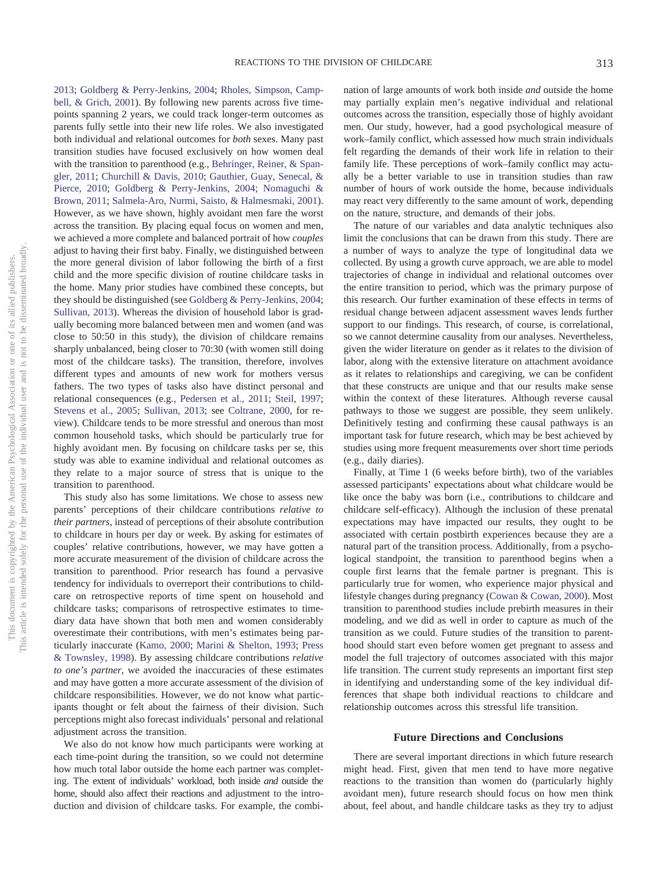2013; Goldberg & Perry-Jenkins, 2004; Rholes, Simpson, Campbell, & Grich, 2001). By following new parents across five timepoints spanning 2 years, we could track longer-term outcomes as parents fully settle into their new life roles. We also investigated both individual and relational outcomes for *both* sexes. Many past transition studies have focused exclusively on how women deal with the transition to parenthood (e.g., Behringer, Reiner, & Spangler, 2011; Churchill & Davis, 2010; Gauthier, Guay, Senecal, & Pierce, 2010; Goldberg & Perry-Jenkins, 2004; Nomaguchi & Brown, 2011; Salmela-Aro, Nurmi, Saisto, & Halmesmaki, 2001). However, as we have shown, highly avoidant men fare the worst across the transition. By placing equal focus on women and men, we achieved a more complete and balanced portrait of how *couples* adjust to having their first baby. Finally, we distinguished between the more general division of labor following the birth of a first child and the more specific division of routine childcare tasks in the home. Many prior studies have combined these concepts, but they should be distinguished (see Goldberg & Perry-Jenkins, 2004; Sullivan, 2013). Whereas the division of household labor is gradually becoming more balanced between men and women (and was close to 50:50 in this study), the division of childcare remains sharply unbalanced, being closer to 70:30 (with women still doing most of the childcare tasks). The transition, therefore, involves different types and amounts of new work for mothers versus fathers. The two types of tasks also have distinct personal and relational consequences (e.g., Pedersen et al., 2011; Steil, 1997; Stevens et al., 2005; Sullivan, 2013; see Coltrane, 2000, for review). Childcare tends to be more stressful and onerous than most common household tasks, which should be particularly true for highly avoidant men. By focusing on childcare tasks per se, this study was able to examine individual and relational outcomes as they relate to a major source of stress that is unique to the transition to parenthood.

This study also has some limitations. We chose to assess new parents' perceptions of their childcare contributions *relative to their partners*, instead of perceptions of their absolute contribution to childcare in hours per day or week. By asking for estimates of couples' relative contributions, however, we may have gotten a more accurate measurement of the division of childcare across the transition to parenthood. Prior research has found a pervasive tendency for individuals to overreport their contributions to childcare on retrospective reports of time spent on household and childcare tasks; comparisons of retrospective estimates to time-diary data have shown that both men and women considerably overestimate their contributions, with men's estimates being particularly inaccurate (Kamo, 2000; Marini & Shelton, 1993; Press & Townsley, 1998). By assessing childcare contributions *relative to one's partner*, we avoided the inaccuracies of these estimates and may have gotten a more accurate assessment of the division of childcare responsibilities. However, we do not know what participants thought or felt about the fairness of their division. Such perceptions might also forecast individuals' personal and relational adjustment across the transition.

We also do not know how much participants were working at each time-point during the transition, so we could not determine how much total labor outside the home each partner was completing. The extent of individuals' workload, both inside *and* outside the home, should also affect their reactions and adjustment to the introduction and division of childcare tasks. For example, the combination of large amounts of work both inside *and* outside the home may partially explain men's negative individual and relational outcomes across the transition, especially those of highly avoidant men. Our study, however, had a good psychological measure of work–family conflict, which assessed how much strain individuals felt regarding the demands of their work life in relation to their family life. These perceptions of work–family conflict may actually be a better variable to use in transition studies than raw number of hours of work outside the home, because individuals may react very differently to the same amount of work, depending on the nature, structure, and demands of their jobs.

The nature of our variables and data analytic techniques also limit the conclusions that can be drawn from this study. There are a number of ways to analyze the type of longitudinal data we collected. By using a growth curve approach, we are able to model trajectories of change in individual and relational outcomes over the entire transition to period, which was the primary purpose of this research. Our further examination of these effects in terms of residual change between adjacent assessment waves lends further support to our findings. This research, of course, is correlational, so we cannot determine causality from our analyses. Nevertheless, given the wider literature on gender as it relates to the division of labor, along with the extensive literature on attachment avoidance as it relates to relationships and caregiving, we can be confident that these constructs are unique and that our results make sense within the context of these literatures. Although reverse causal pathways to those we suggest are possible, they seem unlikely. Definitively testing and confirming these causal pathways is an important task for future research, which may be best achieved by studies using more frequent measurements over short time periods (e.g., daily diaries).

Finally, at Time 1 (6 weeks before birth), two of the variables assessed participants' expectations about what childcare would be like once the baby was born (i.e., contributions to childcare and childcare self-efficacy). Although the inclusion of these prenatal expectations may have impacted our results, they ought to be associated with certain postbirth experiences because they are a natural part of the transition process. Additionally, from a psychological standpoint, the transition to parenthood begins when a couple first learns that the female partner is pregnant. This is particularly true for women, who experience major physical and lifestyle changes during pregnancy (Cowan & Cowan, 2000). Most transition to parenthood studies include prebirth measures in their modeling, and we did as well in order to capture as much of the transition as we could. Future studies of the transition to parenthood should start even before women get pregnant to assess and model the full trajectory of outcomes associated with this major life transition. The current study represents an important first step in identifying and understanding some of the key individual differences that shape both individual reactions to childcare and relationship outcomes across this stressful life transition.

## Future Directions and Conclusions

There are several important directions in which future research might head. First, given that men tend to have more negative reactions to the transition than women do (particularly highly avoidant men), future research should focus on how men think about, feel about, and handle childcare tasks as they try to adjust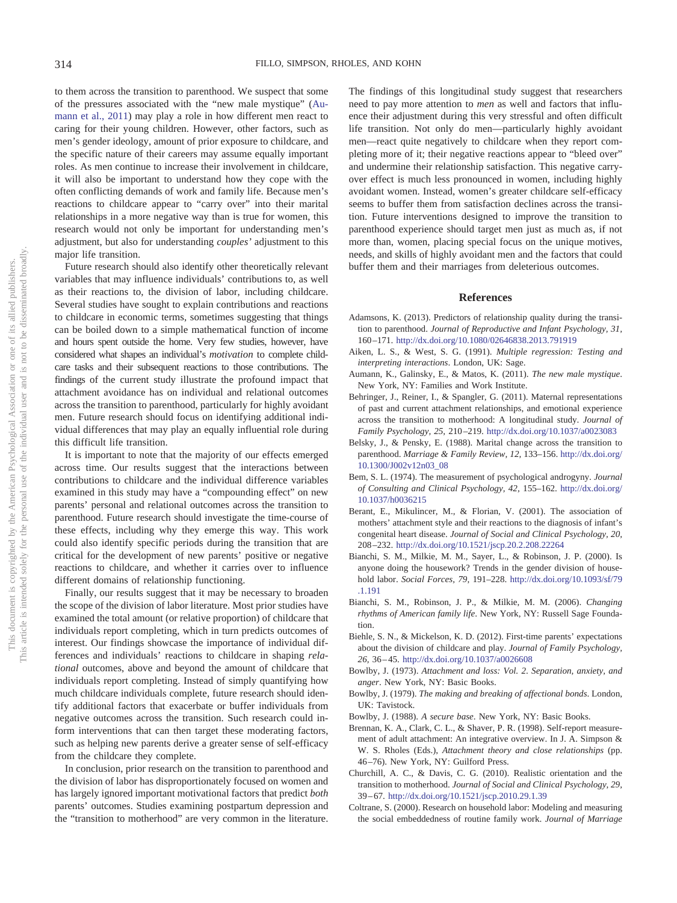to them across the transition to parenthood. We suspect that some of the pressures associated with the "new male mystique" (Aumann et al., 2011) may play a role in how different men react to caring for their young children. However, other factors, such as men's gender ideology, amount of prior exposure to childcare, and the specific nature of their careers may assume equally important roles. As men continue to increase their involvement in childcare, it will also be important to understand how they cope with the often conflicting demands of work and family life. Because men's reactions to childcare appear to "carry over" into their marital relationships in a more negative way than is true for women, this research would not only be important for understanding men's adjustment, but also for understanding *couples'* adjustment to this major life transition.

Future research should also identify other theoretically relevant variables that may influence individuals' contributions to, as well as their reactions to, the division of labor, including childcare. Several studies have sought to explain contributions and reactions to childcare in economic terms, sometimes suggesting that things can be boiled down to a simple mathematical function of income and hours spent outside the home. Very few studies, however, have considered what shapes an individual's *motivation* to complete childcare tasks and their subsequent reactions to those contributions. The findings of the current study illustrate the profound impact that attachment avoidance has on individual and relational outcomes across the transition to parenthood, particularly for highly avoidant men. Future research should focus on identifying additional individual differences that may play an equally influential role during this difficult life transition.

It is important to note that the majority of our effects emerged across time. Our results suggest that the interactions between contributions to childcare and the individual difference variables examined in this study may have a "compounding effect" on new parents' personal and relational outcomes across the transition to parenthood. Future research should investigate the time-course of these effects, including why they emerge this way. This work could also identify specific periods during the transition that are critical for the development of new parents' positive or negative reactions to childcare, and whether it carries over to influence different domains of relationship functioning.

Finally, our results suggest that it may be necessary to broaden the scope of the division of labor literature. Most prior studies have examined the total amount (or relative proportion) of childcare that individuals report completing, which in turn predicts outcomes of interest. Our findings showcase the importance of individual differences and individuals' reactions to childcare in shaping *relational* outcomes, above and beyond the amount of childcare that individuals report completing. Instead of simply quantifying how much childcare individuals complete, future research should identify additional factors that exacerbate or buffer individuals from negative outcomes across the transition. Such research could inform interventions that can then target these moderating factors, such as helping new parents derive a greater sense of self-efficacy from the childcare they complete.

In conclusion, prior research on the transition to parenthood and the division of labor has disproportionately focused on women and has largely ignored important motivational factors that predict *both* parents' outcomes. Studies examining postpartum depression and the "transition to motherhood" are very common in the literature. The findings of this longitudinal study suggest that researchers need to pay more attention to *men* as well and factors that influence their adjustment during this very stressful and often difficult life transition. Not only do men—particularly highly avoidant men—react quite negatively to childcare when they report completing more of it; their negative reactions appear to "bleed over" and undermine their relationship satisfaction. This negative carryover effect is much less pronounced in women, including highly avoidant women. Instead, women's greater childcare self-efficacy seems to buffer them from satisfaction declines across the transition. Future interventions designed to improve the transition to parenthood experience should target men just as much as, if not more than, women, placing special focus on the unique motives, needs, and skills of highly avoidant men and the factors that could buffer them and their marriages from deleterious outcomes.

## References

Adamsons, K. (2013). Predictors of relationship quality during the transition to parenthood. *Journal of Reproductive and Infant Psychology, 31*, 160–171. http://dx.doi.org/10.1080/02646838.2013.791919

Aiken, L. S., & West, S. G. (1991). *Multiple regression: Testing and interpreting interactions*. London, UK: Sage.

Aumann, K., Galinsky, E., & Matos, K. (2011). *The new male mystique*. New York, NY: Families and Work Institute.

Behringer, J., Reiner, I., & Spangler, G. (2011). Maternal representations of past and current attachment relationships, and emotional experience across the transition to motherhood: A longitudinal study. *Journal of Family Psychology, 25*, 210–219. http://dx.doi.org/10.1037/a0023083

Belsky, J., & Pensky, E. (1988). Marital change across the transition to parenthood. *Marriage & Family Review, 12*, 133–156. http://dx.doi.org/10.1300/J002v12n03_08

Bem, S. L. (1974). The measurement of psychological androgyny. *Journal of Consulting and Clinical Psychology, 42*, 155–162. http://dx.doi.org/10.1037/h0036215

Berant, E., Mikulincer, M., & Florian, V. (2001). The association of mothers' attachment style and their reactions to the diagnosis of infant's congenital heart disease. *Journal of Social and Clinical Psychology, 20*, 208–232. http://dx.doi.org/10.1521/jscp.20.2.208.22264

Bianchi, S. M., Milkie, M. M., Sayer, L., & Robinson, J. P. (2000). Is anyone doing the housework? Trends in the gender division of household labor. *Social Forces, 79*, 191–228. http://dx.doi.org/10.1093/sf/79.1.191

Bianchi, S. M., Robinson, J. P., & Milkie, M. M. (2006). *Changing rhythms of American family life*. New York, NY: Russell Sage Foundation.

Biehle, S. N., & Mickelson, K. D. (2012). First-time parents' expectations about the division of childcare and play. *Journal of Family Psychology, 26*, 36–45. http://dx.doi.org/10.1037/a0026608

Bowlby, J. (1973). *Attachment and loss: Vol. 2. Separation, anxiety, and anger*. New York, NY: Basic Books.

Bowlby, J. (1979). *The making and breaking of affectional bonds*. London, UK: Tavistock.

Bowlby, J. (1988). *A secure base*. New York, NY: Basic Books.

Brennan, K. A., Clark, C. L., & Shaver, P. R. (1998). Self-report measurement of adult attachment: An integrative overview. In J. A. Simpson & W. S. Rholes (Eds.), *Attachment theory and close relationships* (pp. 46–76). New York, NY: Guilford Press.

Churchill, A. C., & Davis, C. G. (2010). Realistic orientation and the transition to motherhood. *Journal of Social and Clinical Psychology, 29*, 39–67. http://dx.doi.org/10.1521/jscp.2010.29.1.39

Coltrane, S. (2000). Research on household labor: Modeling and measuring the social embeddedness of routine family work. *Journal of Marriage*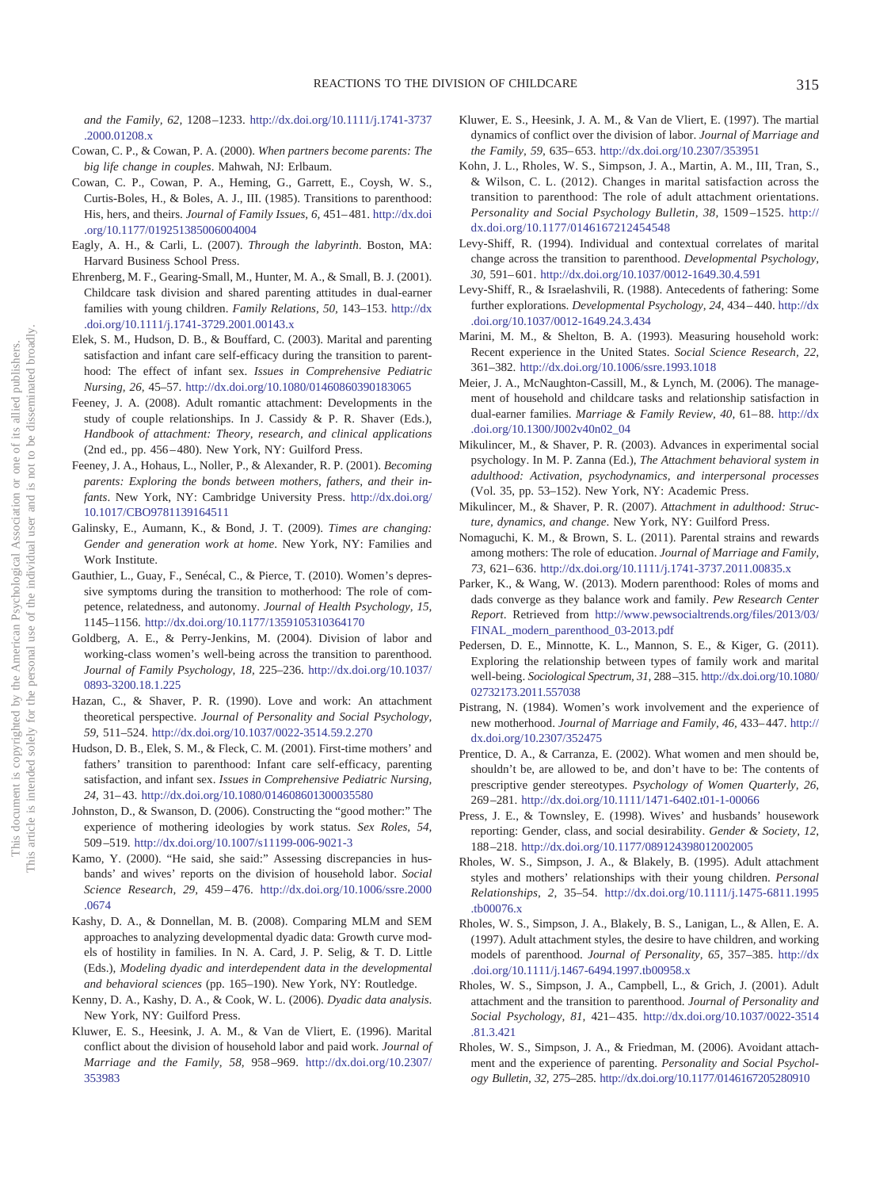*and the Family, 62,* 1208–1233. http://dx.doi.org/10.1111/j.1741-3737.2000.01208.x

Cowan, C. P., & Cowan, P. A. (2000). *When partners become parents: The big life change in couples*. Mahwah, NJ: Erlbaum.

Cowan, C. P., Cowan, P. A., Heming, G., Garrett, E., Coysh, W. S., Curtis-Boles, H., & Boles, A. J., III. (1985). Transitions to parenthood: His, hers, and theirs. *Journal of Family Issues, 6,* 451–481. http://dx.doi.org/10.1177/019251385006004004

Eagly, A. H., & Carli, L. (2007). *Through the labyrinth*. Boston, MA: Harvard Business School Press.

Ehrenberg, M. F., Gearing-Small, M., Hunter, M. A., & Small, B. J. (2001). Childcare task division and shared parenting attitudes in dual-earner families with young children. *Family Relations, 50,* 143–153. http://dx.doi.org/10.1111/j.1741-3729.2001.00143.x

Elek, S. M., Hudson, D. B., & Bouffard, C. (2003). Marital and parenting satisfaction and infant care self-efficacy during the transition to parenthood: The effect of infant sex. *Issues in Comprehensive Pediatric Nursing, 26,* 45–57. http://dx.doi.org/10.1080/01460860390183065

Feeney, J. A. (2008). Adult romantic attachment: Developments in the study of couple relationships. In J. Cassidy & P. R. Shaver (Eds.), *Handbook of attachment: Theory, research, and clinical applications* (2nd ed., pp. 456–480). New York, NY: Guilford Press.

Feeney, J. A., Hohaus, L., Noller, P., & Alexander, R. P. (2001). *Becoming parents: Exploring the bonds between mothers, fathers, and their infants*. New York, NY: Cambridge University Press. http://dx.doi.org/10.1017/CBO9781139164511

Galinsky, E., Aumann, K., & Bond, J. T. (2009). *Times are changing: Gender and generation work at home*. New York, NY: Families and Work Institute.

Gauthier, L., Guay, F., Senécal, C., & Pierce, T. (2010). Women's depressive symptoms during the transition to motherhood: The role of competence, relatedness, and autonomy. *Journal of Health Psychology, 15,* 1145–1156. http://dx.doi.org/10.1177/1359105310364170

Goldberg, A. E., & Perry-Jenkins, M. (2004). Division of labor and working-class women's well-being across the transition to parenthood. *Journal of Family Psychology, 18,* 225–236. http://dx.doi.org/10.1037/0893-3200.18.1.225

Hazan, C., & Shaver, P. R. (1990). Love and work: An attachment theoretical perspective. *Journal of Personality and Social Psychology, 59,* 511–524. http://dx.doi.org/10.1037/0022-3514.59.2.270

Hudson, D. B., Elek, S. M., & Fleck, C. M. (2001). First-time mothers' and fathers' transition to parenthood: Infant care self-efficacy, parenting satisfaction, and infant sex. *Issues in Comprehensive Pediatric Nursing, 24,* 31–43. http://dx.doi.org/10.1080/014608601300035580

Johnston, D., & Swanson, D. (2006). Constructing the "good mother:" The experience of mothering ideologies by work status. *Sex Roles, 54,* 509–519. http://dx.doi.org/10.1007/s11199-006-9021-3

Kamo, Y. (2000). "He said, she said:" Assessing discrepancies in husbands' and wives' reports on the division of household labor. *Social Science Research, 29,* 459–476. http://dx.doi.org/10.1006/ssre.2000.0674

Kashy, D. A., & Donnellan, M. B. (2008). Comparing MLM and SEM approaches to analyzing developmental dyadic data: Growth curve models of hostility in families. In N. A. Card, J. P. Selig, & T. D. Little (Eds.), *Modeling dyadic and interdependent data in the developmental and behavioral sciences* (pp. 165–190). New York, NY: Routledge.

Kenny, D. A., Kashy, D. A., & Cook, W. L. (2006). *Dyadic data analysis*. New York, NY: Guilford Press.

Kluwer, E. S., Heesink, J. A. M., & Van de Vliert, E. (1996). Marital conflict about the division of household labor and paid work. *Journal of Marriage and the Family, 58,* 958–969. http://dx.doi.org/10.2307/353983

Kluwer, E. S., Heesink, J. A. M., & Van de Vliert, E. (1997). The martial dynamics of conflict over the division of labor. *Journal of Marriage and the Family, 59,* 635–653. http://dx.doi.org/10.2307/353951

Kohn, J. L., Rholes, W. S., Simpson, J. A., Martin, A. M., III, Tran, S., & Wilson, C. L. (2012). Changes in marital satisfaction across the transition to parenthood: The role of adult attachment orientations. *Personality and Social Psychology Bulletin, 38,* 1509–1525. http://dx.doi.org/10.1177/0146167212454548

Levy-Shiff, R. (1994). Individual and contextual correlates of marital change across the transition to parenthood. *Developmental Psychology, 30,* 591–601. http://dx.doi.org/10.1037/0012-1649.30.4.591

Levy-Shiff, R., & Israelashvili, R. (1988). Antecedents of fathering: Some further explorations. *Developmental Psychology, 24,* 434–440. http://dx.doi.org/10.1037/0012-1649.24.3.434

Marini, M. M., & Shelton, B. A. (1993). Measuring household work: Recent experience in the United States. *Social Science Research, 22,* 361–382. http://dx.doi.org/10.1006/ssre.1993.1018

Meier, J. A., McNaughton-Cassill, M., & Lynch, M. (2006). The management of household and childcare tasks and relationship satisfaction in dual-earner families. *Marriage & Family Review, 40,* 61–88. http://dx.doi.org/10.1300/J002v40n02_04

Mikulincer, M., & Shaver, P. R. (2003). Advances in experimental social psychology. In M. P. Zanna (Ed.), *The Attachment behavioral system in adulthood: Activation, psychodynamics, and interpersonal processes* (Vol. 35, pp. 53–152). New York, NY: Academic Press.

Mikulincer, M., & Shaver, P. R. (2007). *Attachment in adulthood: Structure, dynamics, and change*. New York, NY: Guilford Press.

Nomaguchi, K. M., & Brown, S. L. (2011). Parental strains and rewards among mothers: The role of education. *Journal of Marriage and Family, 73,* 621–636. http://dx.doi.org/10.1111/j.1741-3737.2011.00835.x

Parker, K., & Wang, W. (2013). Modern parenthood: Roles of moms and dads converge as they balance work and family. *Pew Research Center Report*. Retrieved from http://www.pewsocialtrends.org/files/2013/03/FINAL_modern_parenthood_03-2013.pdf

Pedersen, D. E., Minnotte, K. L., Mannon, S. E., & Kiger, G. (2011). Exploring the relationship between types of family work and marital well-being. *Sociological Spectrum, 31,* 288–315. http://dx.doi.org/10.1080/02732173.2011.557038

Pistrang, N. (1984). Women's work involvement and the experience of new motherhood. *Journal of Marriage and Family, 46,* 433–447. http://dx.doi.org/10.2307/352475

Prentice, D. A., & Carranza, E. (2002). What women and men should be, shouldn't be, are allowed to be, and don't have to be: The contents of prescriptive gender stereotypes. *Psychology of Women Quarterly, 26,* 269–281. http://dx.doi.org/10.1111/1471-6402.t01-1-00066

Press, J. E., & Townsley, E. (1998). Wives' and husbands' housework reporting: Gender, class, and social desirability. *Gender & Society, 12,* 188–218. http://dx.doi.org/10.1177/089124398012002005

Rholes, W. S., Simpson, J. A., & Blakely, B. (1995). Adult attachment styles and mothers' relationships with their young children. *Personal Relationships, 2,* 35–54. http://dx.doi.org/10.1111/j.1475-6811.1995.tb00076.x

Rholes, W. S., Simpson, J. A., Blakely, B. S., Lanigan, L., & Allen, E. A. (1997). Adult attachment styles, the desire to have children, and working models of parenthood. *Journal of Personality, 65,* 357–385. http://dx.doi.org/10.1111/j.1467-6494.1997.tb00958.x

Rholes, W. S., Simpson, J. A., Campbell, L., & Grich, J. (2001). Adult attachment and the transition to parenthood. *Journal of Personality and Social Psychology, 81,* 421–435. http://dx.doi.org/10.1037/0022-3514.81.3.421

Rholes, W. S., Simpson, J. A., & Friedman, M. (2006). Avoidant attachment and the experience of parenting. *Personality and Social Psychology Bulletin, 32,* 275–285. http://dx.doi.org/10.1177/0146167205280910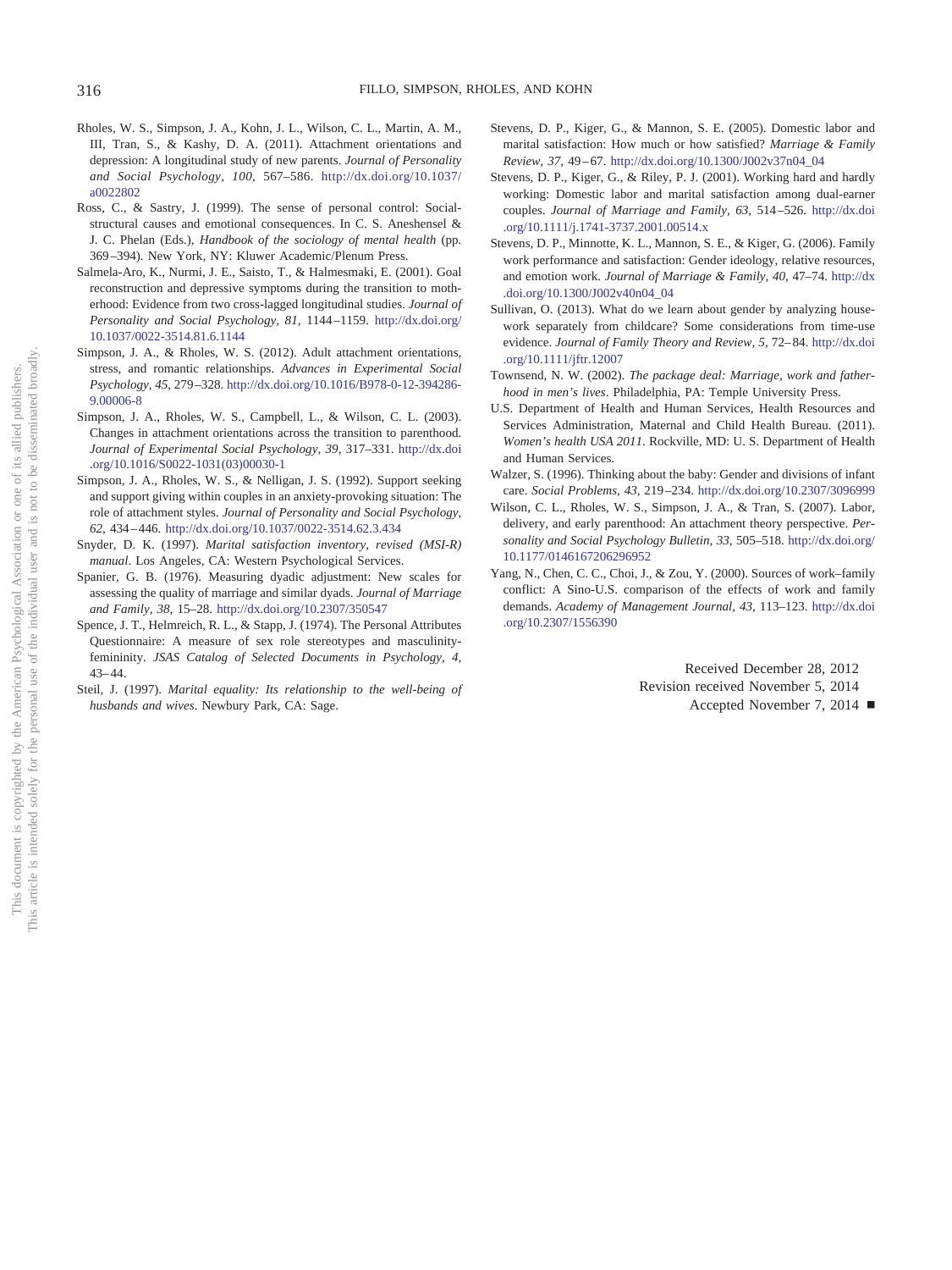Rholes, W. S., Simpson, J. A., Kohn, J. L., Wilson, C. L., Martin, A. M., III, Tran, S., & Kashy, D. A. (2011). Attachment orientations and depression: A longitudinal study of new parents. *Journal of Personality and Social Psychology, 100,* 567–586. http://dx.doi.org/10.1037/a0022802

Ross, C., & Sastry, J. (1999). The sense of personal control: Social-structural causes and emotional consequences. In C. S. Aneshensel & J. C. Phelan (Eds.), *Handbook of the sociology of mental health* (pp. 369–394). New York, NY: Kluwer Academic/Plenum Press.

Salmela-Aro, K., Nurmi, J. E., Saisto, T., & Halmesmaki, E. (2001). Goal reconstruction and depressive symptoms during the transition to motherhood: Evidence from two cross-lagged longitudinal studies. *Journal of Personality and Social Psychology, 81,* 1144–1159. http://dx.doi.org/10.1037/0022-3514.81.6.1144

Simpson, J. A., & Rholes, W. S. (2012). Adult attachment orientations, stress, and romantic relationships. *Advances in Experimental Social Psychology, 45,* 279–328. http://dx.doi.org/10.1016/B978-0-12-394286-9.00006-8

Simpson, J. A., Rholes, W. S., Campbell, L., & Wilson, C. L. (2003). Changes in attachment orientations across the transition to parenthood. *Journal of Experimental Social Psychology, 39,* 317–331. http://dx.doi.org/10.1016/S0022-1031(03)00030-1

Simpson, J. A., Rholes, W. S., & Nelligan, J. S. (1992). Support seeking and support giving within couples in an anxiety-provoking situation: The role of attachment styles. *Journal of Personality and Social Psychology, 62,* 434–446. http://dx.doi.org/10.1037/0022-3514.62.3.434

Snyder, D. K. (1997). *Marital satisfaction inventory, revised (MSI-R) manual*. Los Angeles, CA: Western Psychological Services.

Spanier, G. B. (1976). Measuring dyadic adjustment: New scales for assessing the quality of marriage and similar dyads. *Journal of Marriage and Family, 38,* 15–28. http://dx.doi.org/10.2307/350547

Spence, J. T., Helmreich, R. L., & Stapp, J. (1974). The Personal Attributes Questionnaire: A measure of sex role stereotypes and masculinity-femininity. *JSAS Catalog of Selected Documents in Psychology, 4,* 43–44.

Steil, J. (1997). *Marital equality: Its relationship to the well-being of husbands and wives*. Newbury Park, CA: Sage.

Stevens, D. P., Kiger, G., & Mannon, S. E. (2005). Domestic labor and marital satisfaction: How much or how satisfied? *Marriage & Family Review, 37,* 49–67. http://dx.doi.org/10.1300/J002v37n04_04

Stevens, D. P., Kiger, G., & Riley, P. J. (2001). Working hard and hardly working: Domestic labor and marital satisfaction among dual-earner couples. *Journal of Marriage and Family, 63,* 514–526. http://dx.doi.org/10.1111/j.1741-3737.2001.00514.x

Stevens, D. P., Minnotte, K. L., Mannon, S. E., & Kiger, G. (2006). Family work performance and satisfaction: Gender ideology, relative resources, and emotion work. *Journal of Marriage & Family, 40,* 47–74. http://dx.doi.org/10.1300/J002v40n04_04

Sullivan, O. (2013). What do we learn about gender by analyzing housework separately from childcare? Some considerations from time-use evidence. *Journal of Family Theory and Review, 5,* 72–84. http://dx.doi.org/10.1111/jftr.12007

Townsend, N. W. (2002). *The package deal: Marriage, work and fatherhood in men's lives*. Philadelphia, PA: Temple University Press.

U.S. Department of Health and Human Services, Health Resources and Services Administration, Maternal and Child Health Bureau. (2011). *Women's health USA 2011*. Rockville, MD: U. S. Department of Health and Human Services.

Walzer, S. (1996). Thinking about the baby: Gender and divisions of infant care. *Social Problems, 43,* 219–234. http://dx.doi.org/10.2307/3096999

Wilson, C. L., Rholes, W. S., Simpson, J. A., & Tran, S. (2007). Labor, delivery, and early parenthood: An attachment theory perspective. *Personality and Social Psychology Bulletin, 33,* 505–518. http://dx.doi.org/10.1177/0146167206296952

Yang, N., Chen, C. C., Choi, J., & Zou, Y. (2000). Sources of work–family conflict: A Sino-U.S. comparison of the effects of work and family demands. *Academy of Management Journal, 43,* 113–123. http://dx.doi.org/10.2307/1556390

Received December 28, 2012
Revision received November 5, 2014
Accepted November 7, 2014 ■